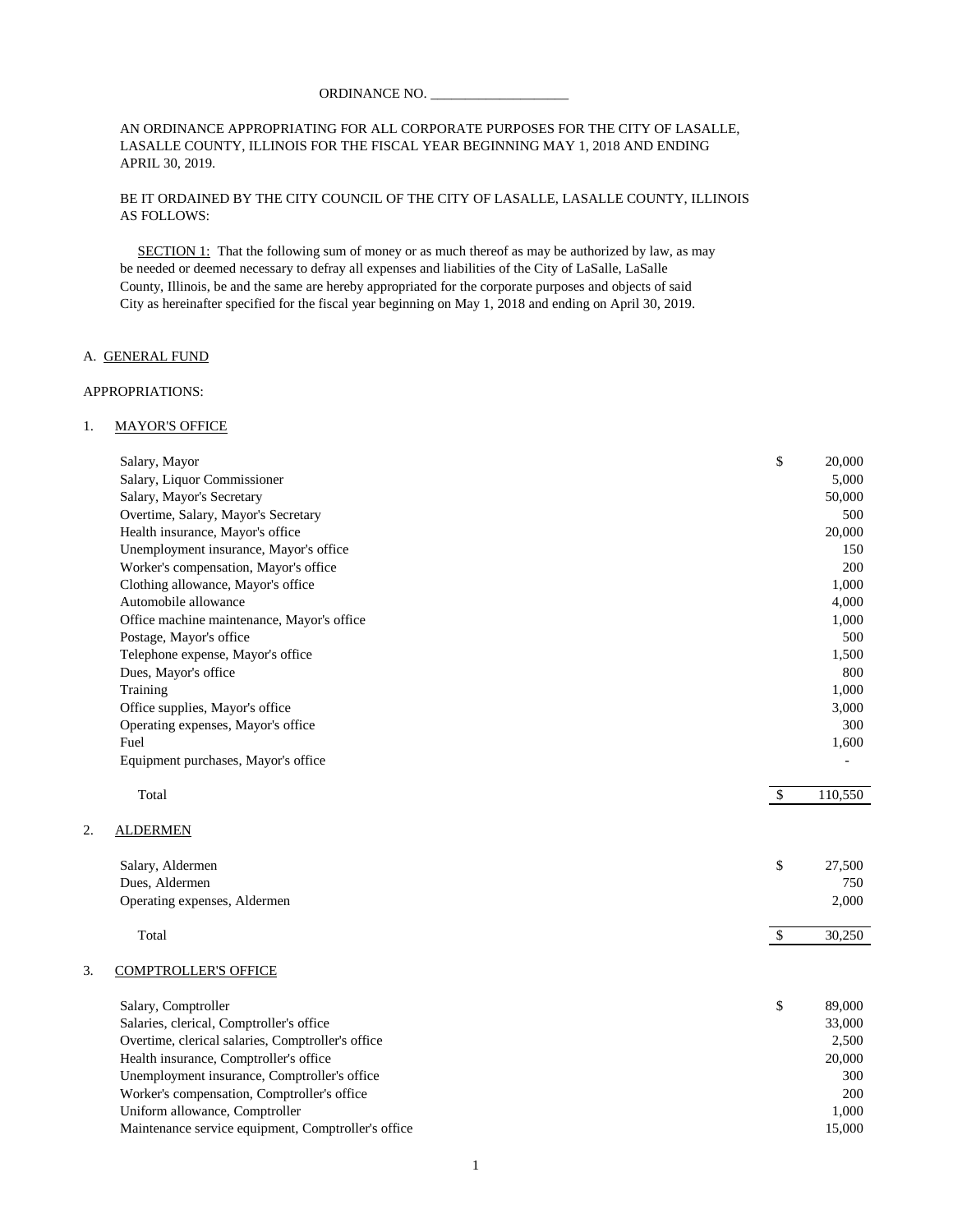ORDINANCE NO. ____________________

AN ORDINANCE APPROPRIATING FOR ALL CORPORATE PURPOSES FOR THE CITY OF LASALLE, LASALLE COUNTY, ILLINOIS FOR THE FISCAL YEAR BEGINNING MAY 1, 2018 AND ENDING APRIL 30, 2019.

BE IT ORDAINED BY THE CITY COUNCIL OF THE CITY OF LASALLE, LASALLE COUNTY, ILLINOIS AS FOLLOWS:

SECTION 1: That the following sum of money or as much thereof as may be authorized by law, as may be needed or deemed necessary to defray all expenses and liabilities of the City of LaSalle, LaSalle County, Illinois, be and the same are hereby appropriated for the corporate purposes and objects of said City as hereinafter specified for the fiscal year beginning on May 1, 2018 and ending on April 30, 2019.

A. GENERAL FUND

APPROPRIATIONS:

1. MAYOR'S OFFICE

| | |
|---|---|
| Salary, Mayor | $ 20,000 |
| Salary, Liquor Commissioner | 5,000 |
| Salary, Mayor's Secretary | 50,000 |
| Overtime, Salary, Mayor's Secretary | 500 |
| Health insurance, Mayor's office | 20,000 |
| Unemployment insurance, Mayor's office | 150 |
| Worker's compensation, Mayor's office | 200 |
| Clothing allowance, Mayor's office | 1,000 |
| Automobile allowance | 4,000 |
| Office machine maintenance, Mayor's office | 1,000 |
| Postage, Mayor's office | 500 |
| Telephone expense, Mayor's office | 1,500 |
| Dues, Mayor's office | 800 |
| Training | 1,000 |
| Office supplies, Mayor's office | 3,000 |
| Operating expenses, Mayor's office | 300 |
| Fuel | 1,600 |
| Equipment purchases, Mayor's office | - |
| Total | $ 110,550 |

2. ALDERMEN

| | |
|---|---|
| Salary, Aldermen | $ 27,500 |
| Dues, Aldermen | 750 |
| Operating expenses, Aldermen | 2,000 |
| Total | $ 30,250 |

3. COMPTROLLER'S OFFICE

| | |
|---|---|
| Salary, Comptroller | $ 89,000 |
| Salaries, clerical, Comptroller's office | 33,000 |
| Overtime, clerical salaries, Comptroller's office | 2,500 |
| Health insurance, Comptroller's office | 20,000 |
| Unemployment insurance, Comptroller's office | 300 |
| Worker's compensation, Comptroller's office | 200 |
| Uniform allowance, Comptroller | 1,000 |
| Maintenance service equipment, Comptroller's office | 15,000 |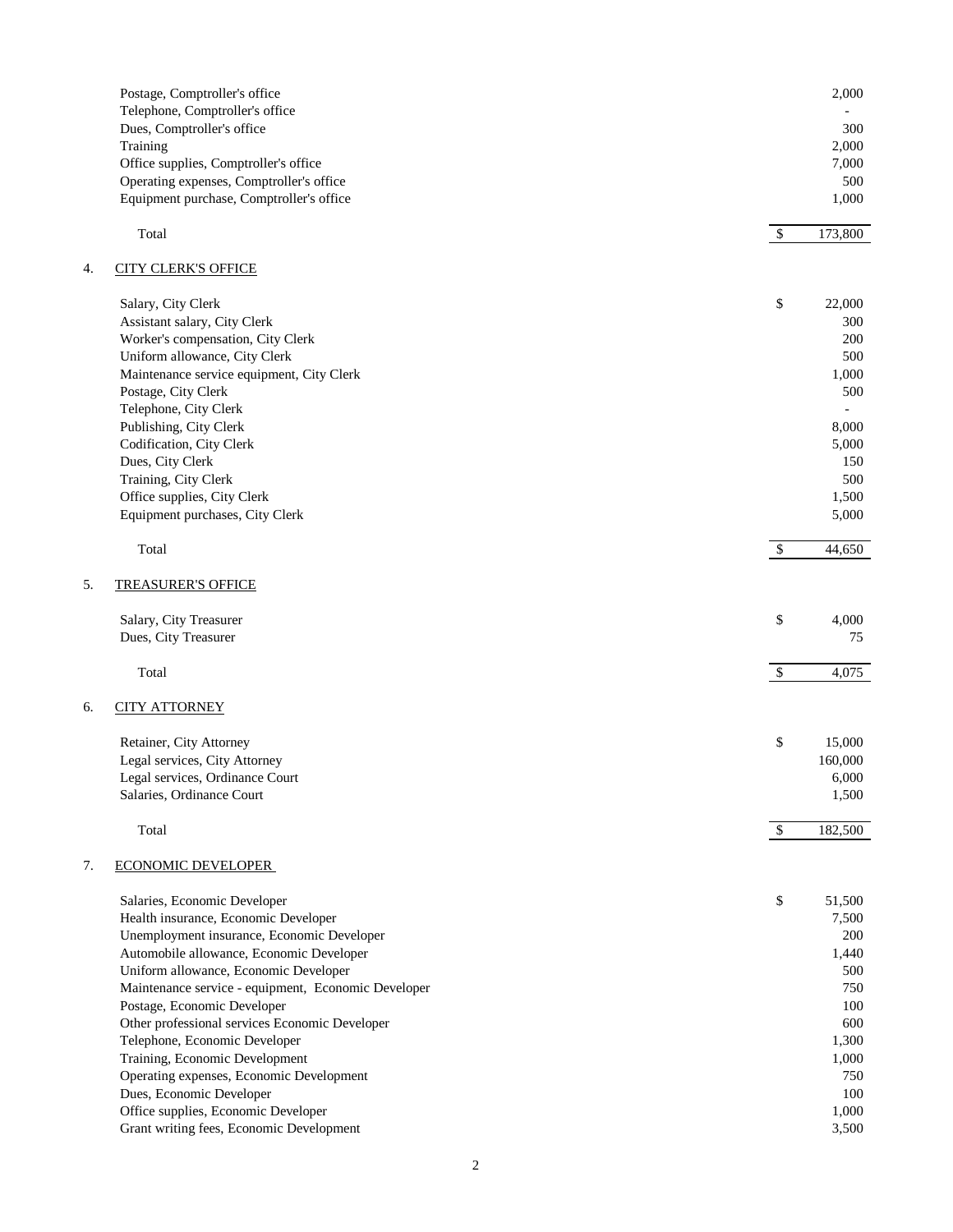| | |
|---|---|
| Postage, Comptroller's office | 2,000 |
| Telephone, Comptroller's office | - |
| Dues, Comptroller's office | 300 |
| Training | 2,000 |
| Office supplies, Comptroller's office | 7,000 |
| Operating expenses, Comptroller's office | 500 |
| Equipment purchase, Comptroller's office | 1,000 |
| Total | $ 173,800 |

4. CITY CLERK'S OFFICE

| | |
|---|---|
| Salary, City Clerk | $ 22,000 |
| Assistant salary, City Clerk | 300 |
| Worker's compensation, City Clerk | 200 |
| Uniform allowance, City Clerk | 500 |
| Maintenance service equipment, City Clerk | 1,000 |
| Postage, City Clerk | 500 |
| Telephone, City Clerk | - |
| Publishing, City Clerk | 8,000 |
| Codification, City Clerk | 5,000 |
| Dues, City Clerk | 150 |
| Training, City Clerk | 500 |
| Office supplies, City Clerk | 1,500 |
| Equipment purchases, City Clerk | 5,000 |
| Total | $ 44,650 |

5. TREASURER'S OFFICE

| | |
|---|---|
| Salary, City Treasurer | $ 4,000 |
| Dues, City Treasurer | 75 |
| Total | $ 4,075 |

6. CITY ATTORNEY

| | |
|---|---|
| Retainer, City Attorney | $ 15,000 |
| Legal services, City Attorney | 160,000 |
| Legal services, Ordinance Court | 6,000 |
| Salaries, Ordinance Court | 1,500 |
| Total | $ 182,500 |

7. ECONOMIC DEVELOPER

| | |
|---|---|
| Salaries, Economic Developer | $ 51,500 |
| Health insurance, Economic Developer | 7,500 |
| Unemployment insurance, Economic Developer | 200 |
| Automobile allowance, Economic Developer | 1,440 |
| Uniform allowance, Economic Developer | 500 |
| Maintenance service - equipment, Economic Developer | 750 |
| Postage, Economic Developer | 100 |
| Other professional services Economic Developer | 600 |
| Telephone, Economic Developer | 1,300 |
| Training, Economic Development | 1,000 |
| Operating expenses, Economic Development | 750 |
| Dues, Economic Developer | 100 |
| Office supplies, Economic Developer | 1,000 |
| Grant writing fees, Economic Development | 3,500 |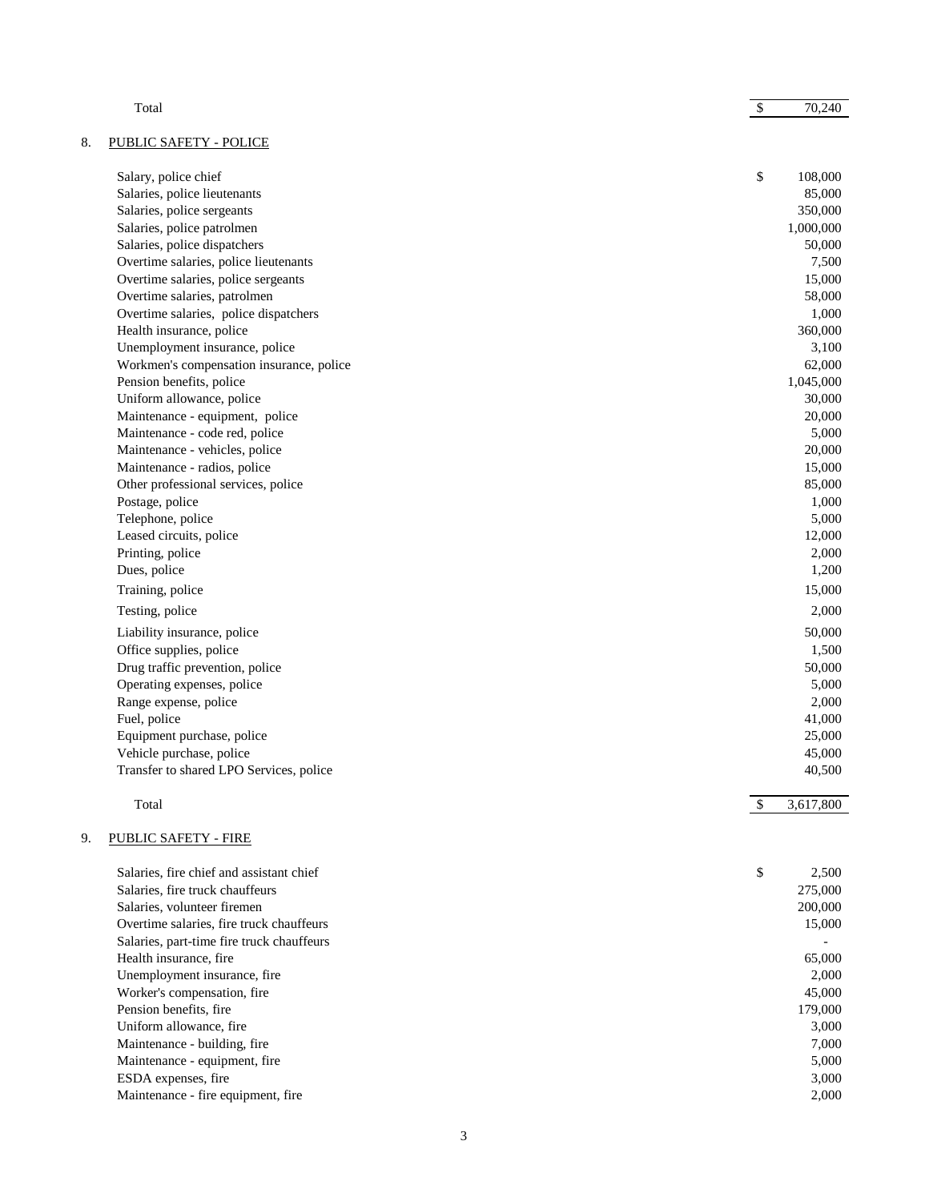| | |
|---|---|
| Total | $ 70,240 |

8. PUBLIC SAFETY - POLICE

| | |
|---|---|
| Salary, police chief | $ 108,000 |
| Salaries, police lieutenants | 85,000 |
| Salaries, police sergeants | 350,000 |
| Salaries, police patrolmen | 1,000,000 |
| Salaries, police dispatchers | 50,000 |
| Overtime salaries, police lieutenants | 7,500 |
| Overtime salaries, police sergeants | 15,000 |
| Overtime salaries, patrolmen | 58,000 |
| Overtime salaries, police dispatchers | 1,000 |
| Health insurance, police | 360,000 |
| Unemployment insurance, police | 3,100 |
| Workmen's compensation insurance, police | 62,000 |
| Pension benefits, police | 1,045,000 |
| Uniform allowance, police | 30,000 |
| Maintenance - equipment, police | 20,000 |
| Maintenance - code red, police | 5,000 |
| Maintenance - vehicles, police | 20,000 |
| Maintenance - radios, police | 15,000 |
| Other professional services, police | 85,000 |
| Postage, police | 1,000 |
| Telephone, police | 5,000 |
| Leased circuits, police | 12,000 |
| Printing, police | 2,000 |
| Dues, police | 1,200 |
| Training, police | 15,000 |
| Testing, police | 2,000 |
| Liability insurance, police | 50,000 |
| Office supplies, police | 1,500 |
| Drug traffic prevention, police | 50,000 |
| Operating expenses, police | 5,000 |
| Range expense, police | 2,000 |
| Fuel, police | 41,000 |
| Equipment purchase, police | 25,000 |
| Vehicle purchase, police | 45,000 |
| Transfer to shared LPO Services, police | 40,500 |
| Total | $ 3,617,800 |

9. PUBLIC SAFETY - FIRE

| | |
|---|---|
| Salaries, fire chief and assistant chief | $ 2,500 |
| Salaries, fire truck chauffeurs | 275,000 |
| Salaries, volunteer firemen | 200,000 |
| Overtime salaries, fire truck chauffeurs | 15,000 |
| Salaries, part-time fire truck chauffeurs | - |
| Health insurance, fire | 65,000 |
| Unemployment insurance, fire | 2,000 |
| Worker's compensation, fire | 45,000 |
| Pension benefits, fire | 179,000 |
| Uniform allowance, fire | 3,000 |
| Maintenance - building, fire | 7,000 |
| Maintenance - equipment, fire | 5,000 |
| ESDA expenses, fire | 3,000 |
| Maintenance - fire equipment, fire | 2,000 |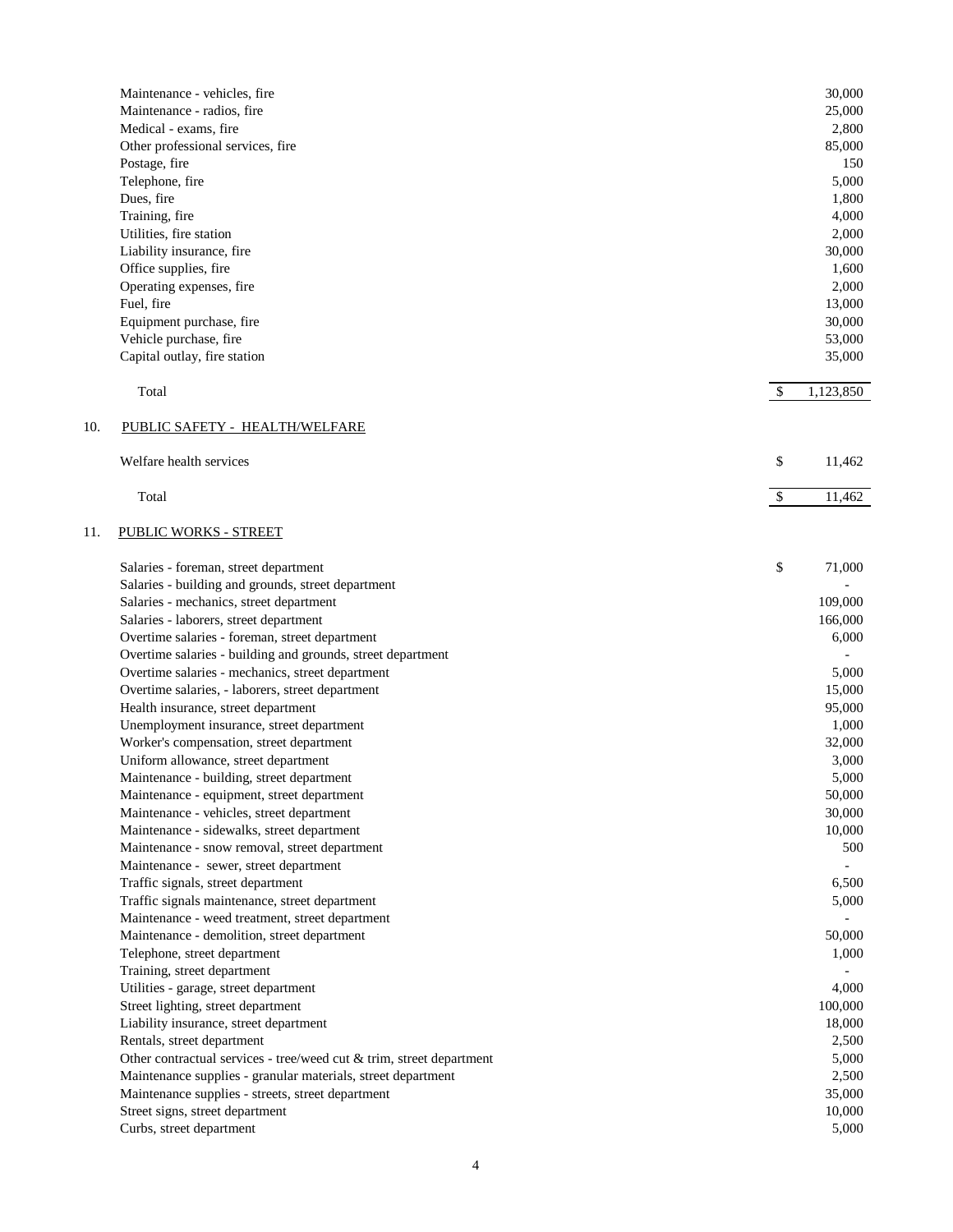| | | |
|---|---|---|
| Maintenance - vehicles, fire | | 30,000 |
| Maintenance - radios, fire | | 25,000 |
| Medical - exams, fire | | 2,800 |
| Other professional services, fire | | 85,000 |
| Postage, fire | | 150 |
| Telephone, fire | | 5,000 |
| Dues, fire | | 1,800 |
| Training, fire | | 4,000 |
| Utilities, fire station | | 2,000 |
| Liability insurance, fire | | 30,000 |
| Office supplies, fire | | 1,600 |
| Operating expenses, fire | | 2,000 |
| Fuel, fire | | 13,000 |
| Equipment purchase, fire | | 30,000 |
| Vehicle purchase, fire | | 53,000 |
| Capital outlay, fire station | | 35,000 |
| Total | $ | 1,123,850 |

10. PUBLIC SAFETY - HEALTH/WELFARE

| | | |
|---|---|---|
| Welfare health services | $ | 11,462 |
| Total | $ | 11,462 |

11. PUBLIC WORKS - STREET

| | | |
|---|---|---|
| Salaries - foreman, street department | $ | 71,000 |
| Salaries - building and grounds, street department | | - |
| Salaries - mechanics, street department | | 109,000 |
| Salaries - laborers, street department | | 166,000 |
| Overtime salaries - foreman, street department | | 6,000 |
| Overtime salaries - building and grounds, street department | | - |
| Overtime salaries - mechanics, street department | | 5,000 |
| Overtime salaries, - laborers, street department | | 15,000 |
| Health insurance, street department | | 95,000 |
| Unemployment insurance, street department | | 1,000 |
| Worker's compensation, street department | | 32,000 |
| Uniform allowance, street department | | 3,000 |
| Maintenance - building, street department | | 5,000 |
| Maintenance - equipment, street department | | 50,000 |
| Maintenance - vehicles, street department | | 30,000 |
| Maintenance - sidewalks, street department | | 10,000 |
| Maintenance - snow removal, street department | | 500 |
| Maintenance - sewer, street department | | - |
| Traffic signals, street department | | 6,500 |
| Traffic signals maintenance, street department | | 5,000 |
| Maintenance - weed treatment, street department | | - |
| Maintenance - demolition, street department | | 50,000 |
| Telephone, street department | | 1,000 |
| Training, street department | | - |
| Utilities - garage, street department | | 4,000 |
| Street lighting, street department | | 100,000 |
| Liability insurance, street department | | 18,000 |
| Rentals, street department | | 2,500 |
| Other contractual services - tree/weed cut & trim, street department | | 5,000 |
| Maintenance supplies - granular materials, street department | | 2,500 |
| Maintenance supplies - streets, street department | | 35,000 |
| Street signs, street department | | 10,000 |
| Curbs, street department | | 5,000 |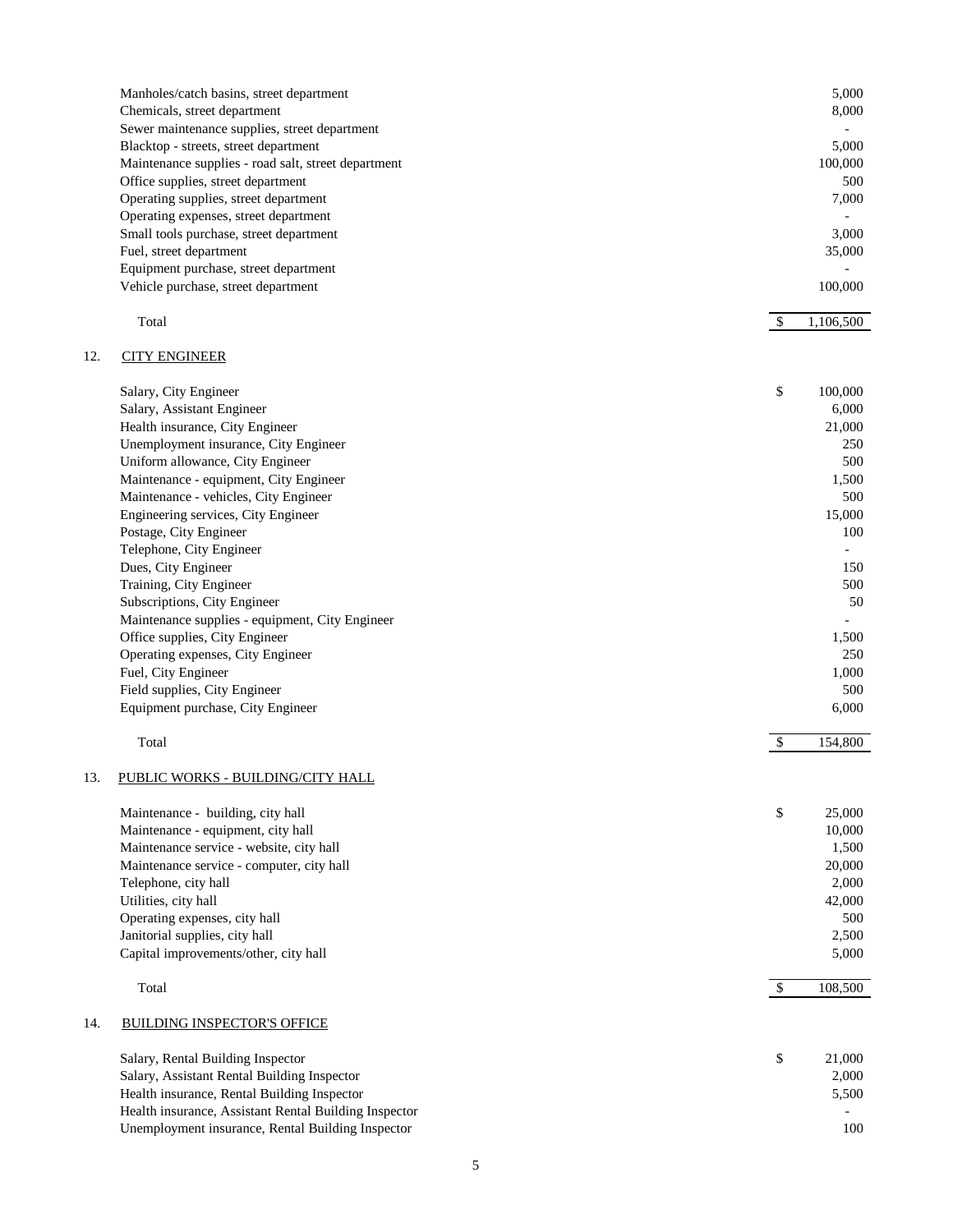| | |
|---|---|
| Manholes/catch basins, street department | 5,000 |
| Chemicals, street department | 8,000 |
| Sewer maintenance supplies, street department | - |
| Blacktop - streets, street department | 5,000 |
| Maintenance supplies - road salt, street department | 100,000 |
| Office supplies, street department | 500 |
| Operating supplies, street department | 7,000 |
| Operating expenses, street department | - |
| Small tools purchase, street department | 3,000 |
| Fuel, street department | 35,000 |
| Equipment purchase, street department | - |
| Vehicle purchase, street department | 100,000 |
| Total | $ 1,106,500 |

12. <u>CITY ENGINEER</u>

| | |
|---|---|
| Salary, City Engineer | $ 100,000 |
| Salary, Assistant Engineer | 6,000 |
| Health insurance, City Engineer | 21,000 |
| Unemployment insurance, City Engineer | 250 |
| Uniform allowance, City Engineer | 500 |
| Maintenance - equipment, City Engineer | 1,500 |
| Maintenance - vehicles, City Engineer | 500 |
| Engineering services, City Engineer | 15,000 |
| Postage, City Engineer | 100 |
| Telephone, City Engineer | - |
| Dues, City Engineer | 150 |
| Training, City Engineer | 500 |
| Subscriptions, City Engineer | 50 |
| Maintenance supplies - equipment, City Engineer | - |
| Office supplies, City Engineer | 1,500 |
| Operating expenses, City Engineer | 250 |
| Fuel, City Engineer | 1,000 |
| Field supplies, City Engineer | 500 |
| Equipment purchase, City Engineer | 6,000 |
| Total | $ 154,800 |

13. <u>PUBLIC WORKS - BUILDING/CITY HALL</u>

| | |
|---|---|
| Maintenance - building, city hall | $ 25,000 |
| Maintenance - equipment, city hall | 10,000 |
| Maintenance service - website, city hall | 1,500 |
| Maintenance service - computer, city hall | 20,000 |
| Telephone, city hall | 2,000 |
| Utilities, city hall | 42,000 |
| Operating expenses, city hall | 500 |
| Janitorial supplies, city hall | 2,500 |
| Capital improvements/other, city hall | 5,000 |
| Total | $ 108,500 |

14. <u>BUILDING INSPECTOR'S OFFICE</u>

| | |
|---|---|
| Salary, Rental Building Inspector | $ 21,000 |
| Salary, Assistant Rental Building Inspector | 2,000 |
| Health insurance, Rental Building Inspector | 5,500 |
| Health insurance, Assistant Rental Building Inspector | - |
| Unemployment insurance, Rental Building Inspector | 100 |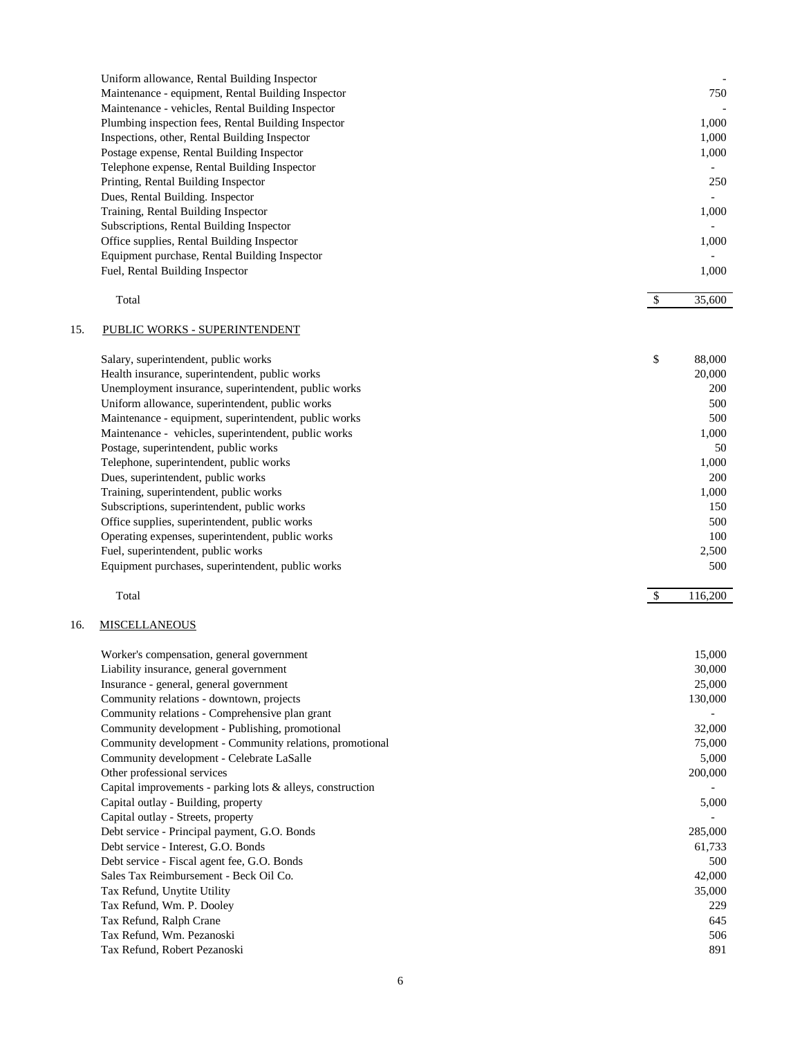| | | |
|---|---|---|
| Uniform allowance, Rental Building Inspector | | - |
| Maintenance - equipment, Rental Building Inspector | | 750 |
| Maintenance - vehicles, Rental Building Inspector | | - |
| Plumbing inspection fees, Rental Building Inspector | | 1,000 |
| Inspections, other, Rental Building Inspector | | 1,000 |
| Postage expense, Rental Building Inspector | | 1,000 |
| Telephone expense, Rental Building Inspector | | - |
| Printing, Rental Building Inspector | | 250 |
| Dues, Rental Building. Inspector | | - |
| Training, Rental Building Inspector | | 1,000 |
| Subscriptions, Rental Building Inspector | | - |
| Office supplies, Rental Building Inspector | | 1,000 |
| Equipment purchase, Rental Building Inspector | | - |
| Fuel, Rental Building Inspector | | 1,000 |
| Total | $ | 35,600 |

15. PUBLIC WORKS - SUPERINTENDENT

| | | |
|---|---|---|
| Salary, superintendent, public works | $ | 88,000 |
| Health insurance, superintendent, public works | | 20,000 |
| Unemployment insurance, superintendent, public works | | 200 |
| Uniform allowance, superintendent, public works | | 500 |
| Maintenance - equipment, superintendent, public works | | 500 |
| Maintenance - vehicles, superintendent, public works | | 1,000 |
| Postage, superintendent, public works | | 50 |
| Telephone, superintendent, public works | | 1,000 |
| Dues, superintendent, public works | | 200 |
| Training, superintendent, public works | | 1,000 |
| Subscriptions, superintendent, public works | | 150 |
| Office supplies, superintendent, public works | | 500 |
| Operating expenses, superintendent, public works | | 100 |
| Fuel, superintendent, public works | | 2,500 |
| Equipment purchases, superintendent, public works | | 500 |
| Total | $ | 116,200 |

16. MISCELLANEOUS

| | | |
|---|---|---|
| Worker's compensation, general government | | 15,000 |
| Liability insurance, general government | | 30,000 |
| Insurance - general, general government | | 25,000 |
| Community relations - downtown, projects | | 130,000 |
| Community relations - Comprehensive plan grant | | - |
| Community development - Publishing, promotional | | 32,000 |
| Community development - Community relations, promotional | | 75,000 |
| Community development - Celebrate LaSalle | | 5,000 |
| Other professional services | | 200,000 |
| Capital improvements - parking lots & alleys, construction | | - |
| Capital outlay - Building, property | | 5,000 |
| Capital outlay - Streets, property | | - |
| Debt service - Principal payment, G.O. Bonds | | 285,000 |
| Debt service - Interest, G.O. Bonds | | 61,733 |
| Debt service - Fiscal agent fee, G.O. Bonds | | 500 |
| Sales Tax Reimbursement - Beck Oil Co. | | 42,000 |
| Tax Refund, Unytite Utility | | 35,000 |
| Tax Refund, Wm. P. Dooley | | 229 |
| Tax Refund, Ralph Crane | | 645 |
| Tax Refund, Wm. Pezanoski | | 506 |
| Tax Refund, Robert Pezanoski | | 891 |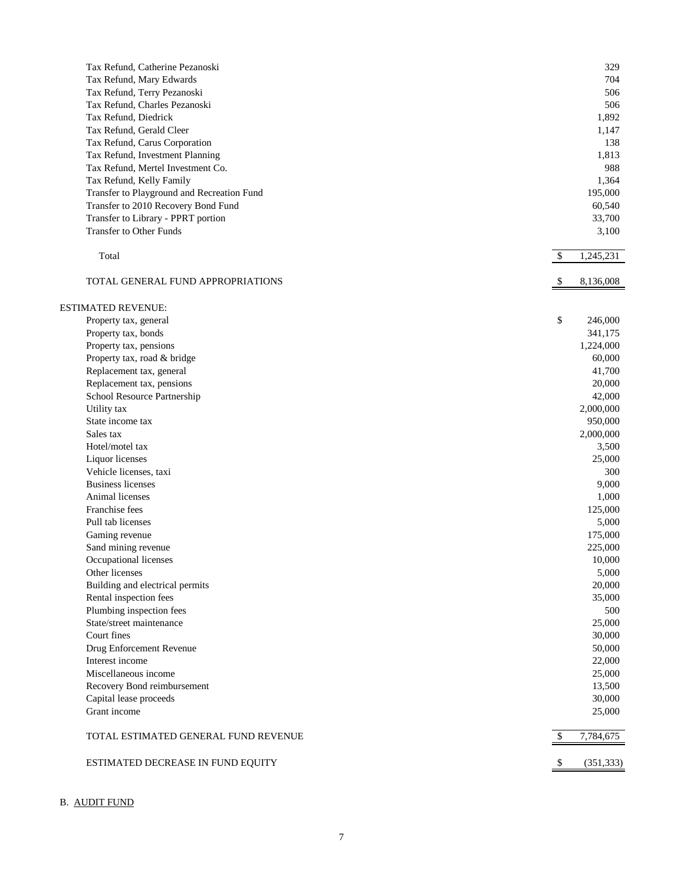| | |
|---|---|
| Tax Refund, Catherine Pezanoski | 329 |
| Tax Refund, Mary Edwards | 704 |
| Tax Refund, Terry Pezanoski | 506 |
| Tax Refund, Charles Pezanoski | 506 |
| Tax Refund, Diedrick | 1,892 |
| Tax Refund, Gerald Cleer | 1,147 |
| Tax Refund, Carus Corporation | 138 |
| Tax Refund, Investment Planning | 1,813 |
| Tax Refund, Mertel Investment Co. | 988 |
| Tax Refund, Kelly Family | 1,364 |
| Transfer to Playground and Recreation Fund | 195,000 |
| Transfer to 2010 Recovery Bond Fund | 60,540 |
| Transfer to Library - PPRT portion | 33,700 |
| Transfer to Other Funds | 3,100 |
| Total | $ 1,245,231 |
| TOTAL GENERAL FUND APPROPRIATIONS | $ 8,136,008 |

ESTIMATED REVENUE:

| | |
|---|---|
| Property tax, general | $ 246,000 |
| Property tax, bonds | 341,175 |
| Property tax, pensions | 1,224,000 |
| Property tax, road & bridge | 60,000 |
| Replacement tax, general | 41,700 |
| Replacement tax, pensions | 20,000 |
| School Resource Partnership | 42,000 |
| Utility tax | 2,000,000 |
| State income tax | 950,000 |
| Sales tax | 2,000,000 |
| Hotel/motel tax | 3,500 |
| Liquor licenses | 25,000 |
| Vehicle licenses, taxi | 300 |
| Business licenses | 9,000 |
| Animal licenses | 1,000 |
| Franchise fees | 125,000 |
| Pull tab licenses | 5,000 |
| Gaming revenue | 175,000 |
| Sand mining revenue | 225,000 |
| Occupational licenses | 10,000 |
| Other licenses | 5,000 |
| Building and electrical permits | 20,000 |
| Rental inspection fees | 35,000 |
| Plumbing inspection fees | 500 |
| State/street maintenance | 25,000 |
| Court fines | 30,000 |
| Drug Enforcement Revenue | 50,000 |
| Interest income | 22,000 |
| Miscellaneous income | 25,000 |
| Recovery Bond reimbursement | 13,500 |
| Capital lease proceeds | 30,000 |
| Grant income | 25,000 |
| TOTAL ESTIMATED GENERAL FUND REVENUE | $ 7,784,675 |
| ESTIMATED DECREASE IN FUND EQUITY | $ (351,333) |

B. <u>AUDIT FUND</u>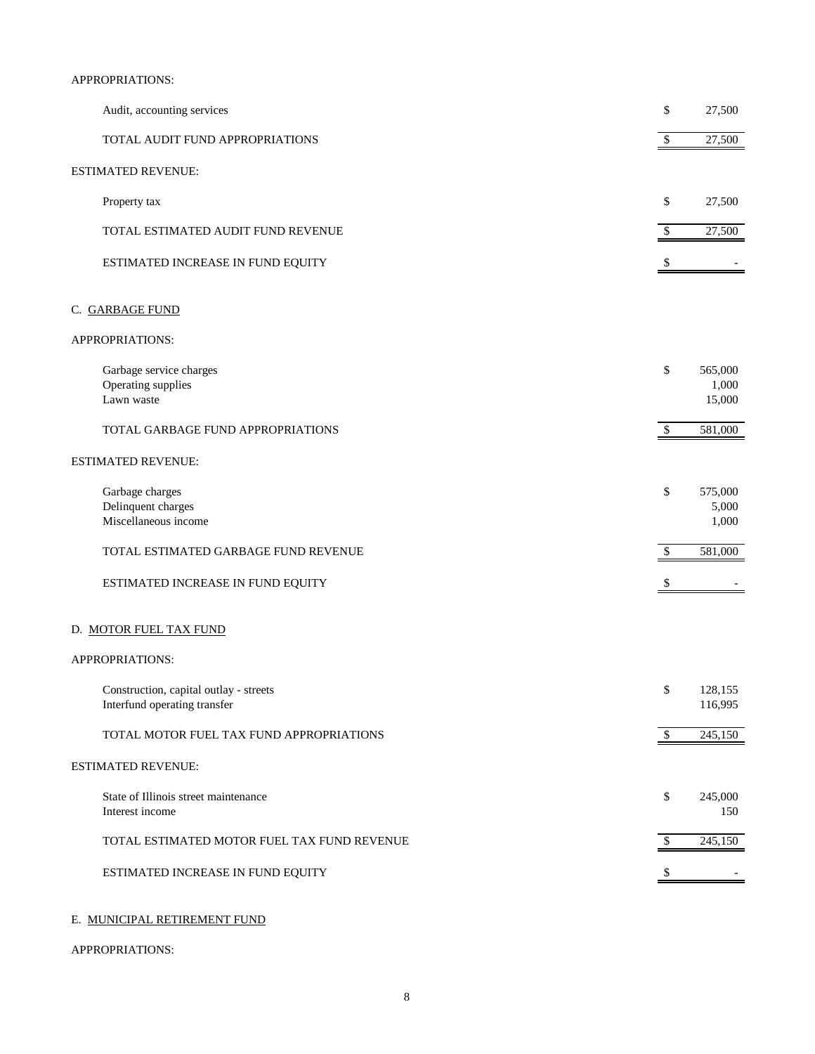APPROPRIATIONS:

| | | |
|---|---|---|
| Audit, accounting services | $ | 27,500 |
| TOTAL AUDIT FUND APPROPRIATIONS | $ | 27,500 |

ESTIMATED REVENUE:

| | | |
|---|---|---|
| Property tax | $ | 27,500 |
| TOTAL ESTIMATED AUDIT FUND REVENUE | $ | 27,500 |
| ESTIMATED INCREASE IN FUND EQUITY | $ | - |

C. GARBAGE FUND

APPROPRIATIONS:

| | | |
|---|---|---|
| Garbage service charges | $ | 565,000 |
| Operating supplies | | 1,000 |
| Lawn waste | | 15,000 |
| TOTAL GARBAGE FUND APPROPRIATIONS | $ | 581,000 |

ESTIMATED REVENUE:

| | | |
|---|---|---|
| Garbage charges | $ | 575,000 |
| Delinquent charges | | 5,000 |
| Miscellaneous income | | 1,000 |
| TOTAL ESTIMATED GARBAGE FUND REVENUE | $ | 581,000 |
| ESTIMATED INCREASE IN FUND EQUITY | $ | - |

D. MOTOR FUEL TAX FUND

APPROPRIATIONS:

| | | |
|---|---|---|
| Construction, capital outlay - streets | $ | 128,155 |
| Interfund operating transfer | | 116,995 |
| TOTAL MOTOR FUEL TAX FUND APPROPRIATIONS | $ | 245,150 |

ESTIMATED REVENUE:

| | | |
|---|---|---|
| State of Illinois street maintenance | $ | 245,000 |
| Interest income | | 150 |
| TOTAL ESTIMATED MOTOR FUEL TAX FUND REVENUE | $ | 245,150 |
| ESTIMATED INCREASE IN FUND EQUITY | $ | - |

E. MUNICIPAL RETIREMENT FUND

APPROPRIATIONS: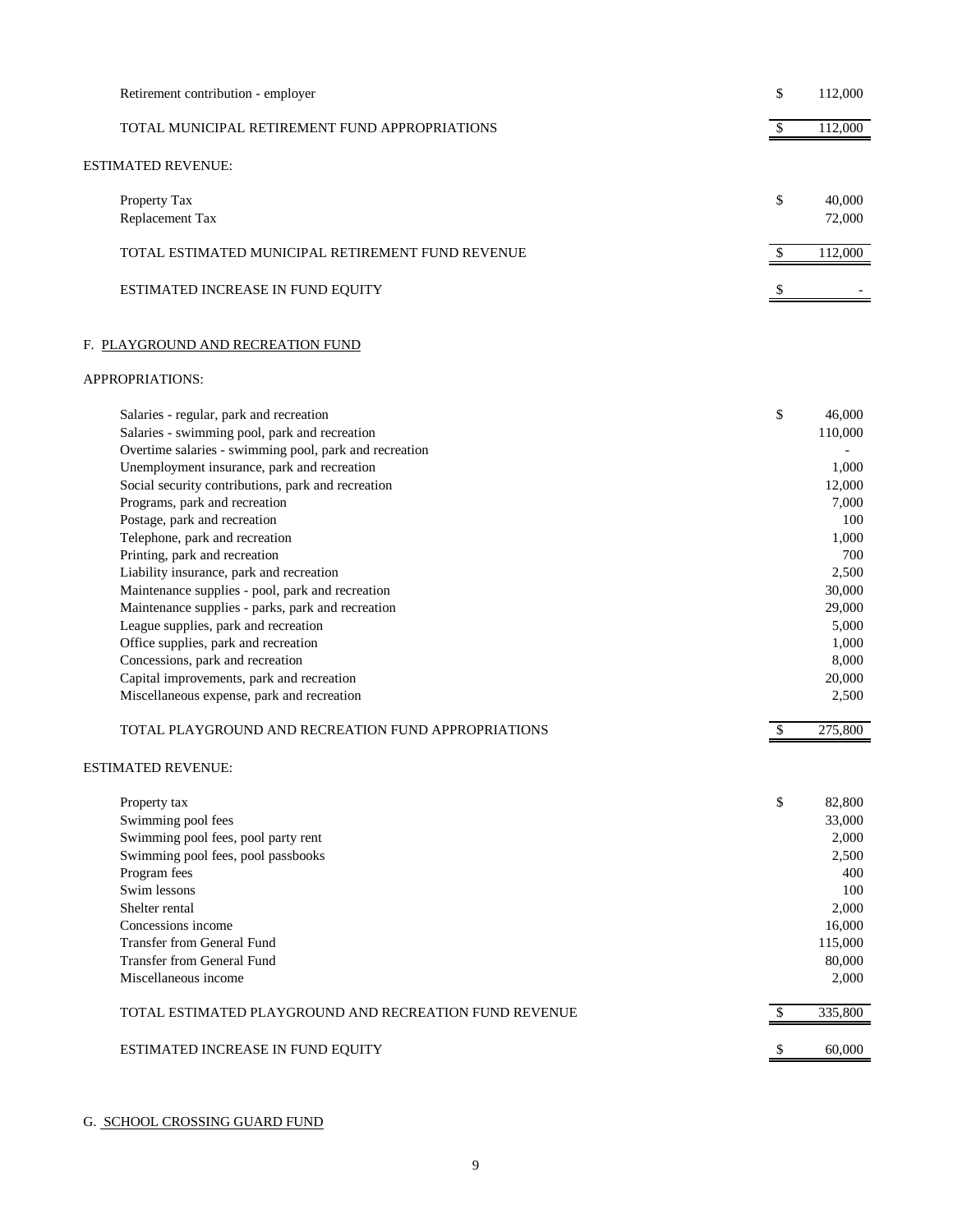| | | |
|---|---|---|
| Retirement contribution - employer | $ | 112,000 |
| TOTAL MUNICIPAL RETIREMENT FUND APPROPRIATIONS | $ | 112,000 |

ESTIMATED REVENUE:

| | | |
|---|---|---|
| Property Tax | $ | 40,000 |
| Replacement Tax | | 72,000 |
| TOTAL ESTIMATED MUNICIPAL RETIREMENT FUND REVENUE | $ | 112,000 |
| ESTIMATED INCREASE IN FUND EQUITY | $ | - |

F. PLAYGROUND AND RECREATION FUND

APPROPRIATIONS:

| | | |
|---|---|---|
| Salaries - regular, park and recreation | $ | 46,000 |
| Salaries - swimming pool, park and recreation | | 110,000 |
| Overtime salaries - swimming pool, park and recreation | | - |
| Unemployment insurance, park and recreation | | 1,000 |
| Social security contributions, park and recreation | | 12,000 |
| Programs, park and recreation | | 7,000 |
| Postage, park and recreation | | 100 |
| Telephone, park and recreation | | 1,000 |
| Printing, park and recreation | | 700 |
| Liability insurance, park and recreation | | 2,500 |
| Maintenance supplies - pool, park and recreation | | 30,000 |
| Maintenance supplies - parks, park and recreation | | 29,000 |
| League supplies, park and recreation | | 5,000 |
| Office supplies, park and recreation | | 1,000 |
| Concessions, park and recreation | | 8,000 |
| Capital improvements, park and recreation | | 20,000 |
| Miscellaneous expense, park and recreation | | 2,500 |
| TOTAL PLAYGROUND AND RECREATION FUND APPROPRIATIONS | $ | 275,800 |

ESTIMATED REVENUE:

| | | |
|---|---|---|
| Property tax | $ | 82,800 |
| Swimming pool fees | | 33,000 |
| Swimming pool fees, pool party rent | | 2,000 |
| Swimming pool fees, pool passbooks | | 2,500 |
| Program fees | | 400 |
| Swim lessons | | 100 |
| Shelter rental | | 2,000 |
| Concessions income | | 16,000 |
| Transfer from General Fund | | 115,000 |
| Transfer from General Fund | | 80,000 |
| Miscellaneous income | | 2,000 |
| TOTAL ESTIMATED PLAYGROUND AND RECREATION FUND REVENUE | $ | 335,800 |
| ESTIMATED INCREASE IN FUND EQUITY | $ | 60,000 |

G. SCHOOL CROSSING GUARD FUND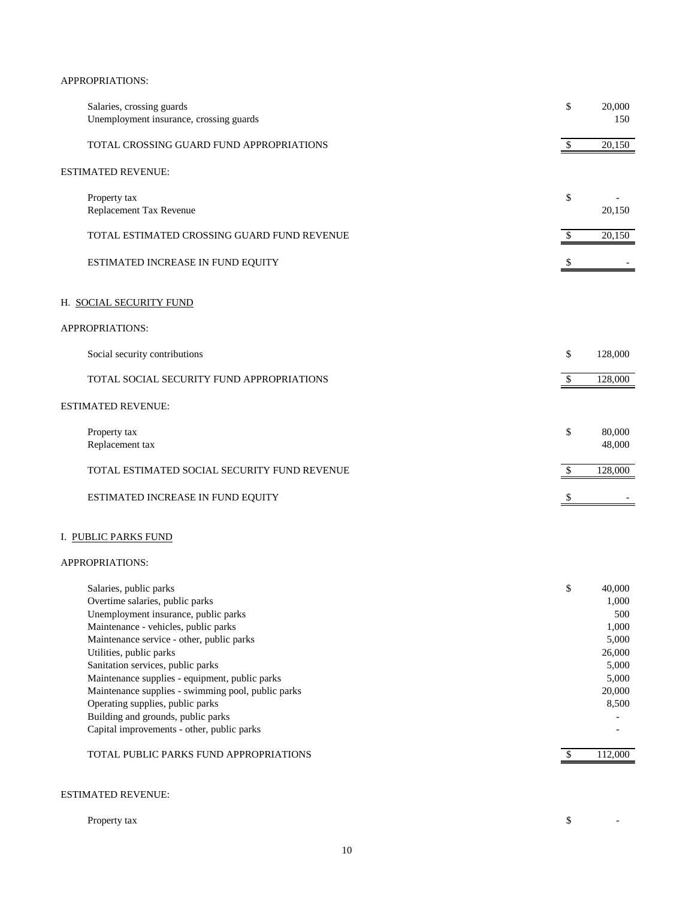APPROPRIATIONS:

| | | |
|---|---|---|
| Salaries, crossing guards | $ | 20,000 |
| Unemployment insurance, crossing guards | | 150 |
| TOTAL CROSSING GUARD FUND APPROPRIATIONS | $ | 20,150 |

ESTIMATED REVENUE:

| | | |
|---|---|---|
| Property tax | $ | - |
| Replacement Tax Revenue | | 20,150 |
| TOTAL ESTIMATED CROSSING GUARD FUND REVENUE | $ | 20,150 |
| ESTIMATED INCREASE IN FUND EQUITY | $ | - |

H. SOCIAL SECURITY FUND

APPROPRIATIONS:

| | | |
|---|---|---|
| Social security contributions | $ | 128,000 |
| TOTAL SOCIAL SECURITY FUND APPROPRIATIONS | $ | 128,000 |

ESTIMATED REVENUE:

| | | |
|---|---|---|
| Property tax | $ | 80,000 |
| Replacement tax | | 48,000 |
| TOTAL ESTIMATED SOCIAL SECURITY FUND REVENUE | $ | 128,000 |
| ESTIMATED INCREASE IN FUND EQUITY | $ | - |

I. PUBLIC PARKS FUND

APPROPRIATIONS:

| | | |
|---|---|---|
| Salaries, public parks | $ | 40,000 |
| Overtime salaries, public parks | | 1,000 |
| Unemployment insurance, public parks | | 500 |
| Maintenance - vehicles, public parks | | 1,000 |
| Maintenance service - other, public parks | | 5,000 |
| Utilities, public parks | | 26,000 |
| Sanitation services, public parks | | 5,000 |
| Maintenance supplies - equipment, public parks | | 5,000 |
| Maintenance supplies - swimming pool, public parks | | 20,000 |
| Operating supplies, public parks | | 8,500 |
| Building and grounds, public parks | | - |
| Capital improvements - other, public parks | | - |
| TOTAL PUBLIC PARKS FUND APPROPRIATIONS | $ | 112,000 |

ESTIMATED REVENUE:

| | | |
|---|---|---|
| Property tax | $ | - |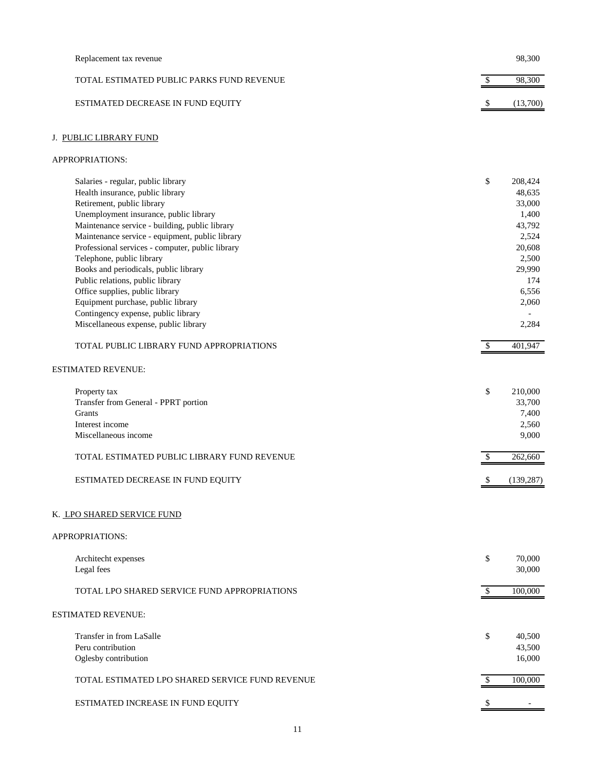| | | |
|---|---|---|
| Replacement tax revenue | | 98,300 |
| TOTAL ESTIMATED PUBLIC PARKS FUND REVENUE | $ | 98,300 |
| ESTIMATED DECREASE IN FUND EQUITY | $ | (13,700) |

J. PUBLIC LIBRARY FUND

APPROPRIATIONS:

| | | |
|---|---|---|
| Salaries - regular, public library | $ | 208,424 |
| Health insurance, public library | | 48,635 |
| Retirement, public library | | 33,000 |
| Unemployment insurance, public library | | 1,400 |
| Maintenance service - building, public library | | 43,792 |
| Maintenance service - equipment, public library | | 2,524 |
| Professional services - computer, public library | | 20,608 |
| Telephone, public library | | 2,500 |
| Books and periodicals, public library | | 29,990 |
| Public relations, public library | | 174 |
| Office supplies, public library | | 6,556 |
| Equipment purchase, public library | | 2,060 |
| Contingency expense, public library | | - |
| Miscellaneous expense, public library | | 2,284 |
| TOTAL PUBLIC LIBRARY FUND APPROPRIATIONS | $ | 401,947 |

ESTIMATED REVENUE:

| | | |
|---|---|---|
| Property tax | $ | 210,000 |
| Transfer from General - PPRT portion | | 33,700 |
| Grants | | 7,400 |
| Interest income | | 2,560 |
| Miscellaneous income | | 9,000 |
| TOTAL ESTIMATED PUBLIC LIBRARY FUND REVENUE | $ | 262,660 |
| ESTIMATED DECREASE IN FUND EQUITY | $ | (139,287) |

K. LPO SHARED SERVICE FUND

APPROPRIATIONS:

| | | |
|---|---|---|
| Architecht expenses | $ | 70,000 |
| Legal fees | | 30,000 |
| TOTAL LPO SHARED SERVICE FUND APPROPRIATIONS | $ | 100,000 |

ESTIMATED REVENUE:

| | | |
|---|---|---|
| Transfer in from LaSalle | $ | 40,500 |
| Peru contribution | | 43,500 |
| Oglesby contribution | | 16,000 |
| TOTAL ESTIMATED LPO SHARED SERVICE FUND REVENUE | $ | 100,000 |
| ESTIMATED INCREASE IN FUND EQUITY | $ | - |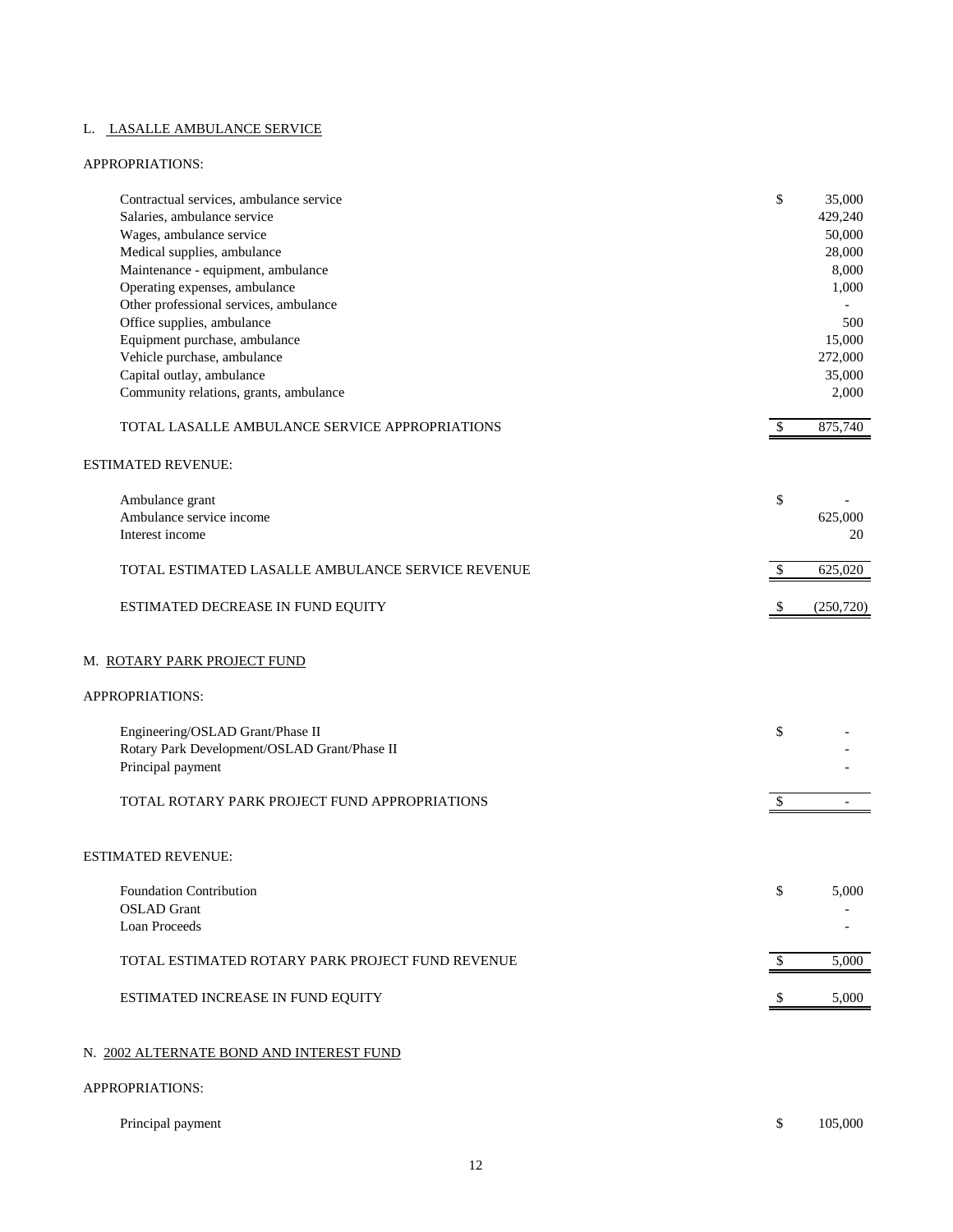## L. LASALLE AMBULANCE SERVICE

APPROPRIATIONS:

| Item | | Amount |
|---|---|---|
| Contractual services, ambulance service | $ | 35,000 |
| Salaries, ambulance service | | 429,240 |
| Wages, ambulance service | | 50,000 |
| Medical supplies, ambulance | | 28,000 |
| Maintenance - equipment, ambulance | | 8,000 |
| Operating expenses, ambulance | | 1,000 |
| Other professional services, ambulance | | - |
| Office supplies, ambulance | | 500 |
| Equipment purchase, ambulance | | 15,000 |
| Vehicle purchase, ambulance | | 272,000 |
| Capital outlay, ambulance | | 35,000 |
| Community relations, grants, ambulance | | 2,000 |
| TOTAL LASALLE AMBULANCE SERVICE APPROPRIATIONS | $ | 875,740 |

ESTIMATED REVENUE:

| Item | | Amount |
|---|---|---|
| Ambulance grant | $ | - |
| Ambulance service income | | 625,000 |
| Interest income | | 20 |
| TOTAL ESTIMATED LASALLE AMBULANCE SERVICE REVENUE | $ | 625,020 |
| ESTIMATED DECREASE IN FUND EQUITY | $ | (250,720) |

## M. ROTARY PARK PROJECT FUND

APPROPRIATIONS:

| Item | | Amount |
|---|---|---|
| Engineering/OSLAD Grant/Phase II | $ | - |
| Rotary Park Development/OSLAD Grant/Phase II | | - |
| Principal payment | | - |
| TOTAL ROTARY PARK PROJECT FUND APPROPRIATIONS | $ | - |

ESTIMATED REVENUE:

| Item | | Amount |
|---|---|---|
| Foundation Contribution | $ | 5,000 |
| OSLAD Grant | | - |
| Loan Proceeds | | - |
| TOTAL ESTIMATED ROTARY PARK PROJECT FUND REVENUE | $ | 5,000 |
| ESTIMATED INCREASE IN FUND EQUITY | $ | 5,000 |

## N. 2002 ALTERNATE BOND AND INTEREST FUND

APPROPRIATIONS:

| Item | | Amount |
|---|---|---|
| Principal payment | $ | 105,000 |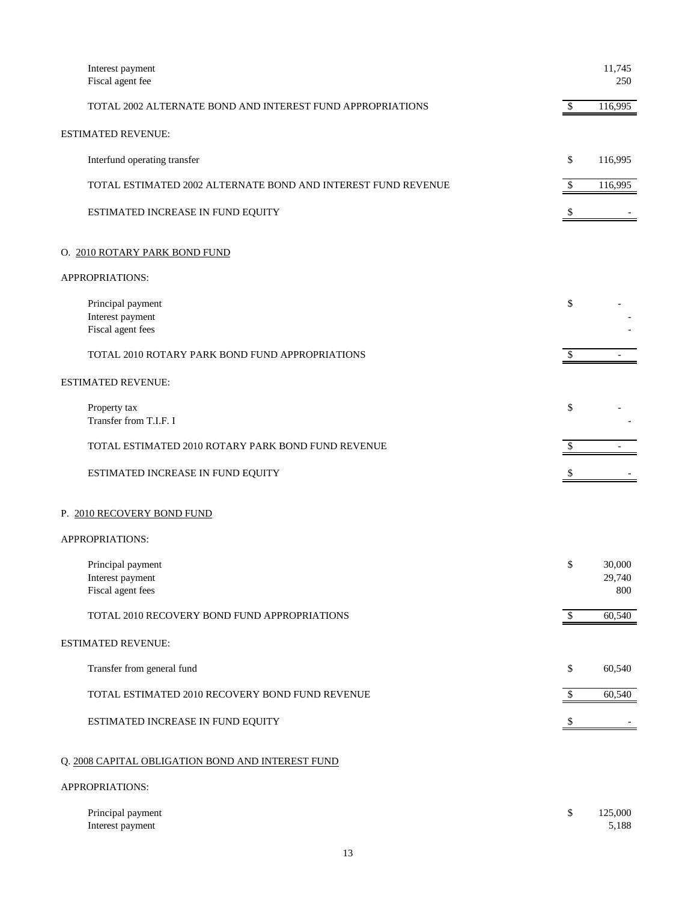| | | |
|---|---|---|
| Interest payment | | 11,745 |
| Fiscal agent fee | | 250 |
| TOTAL 2002 ALTERNATE BOND AND INTEREST FUND APPROPRIATIONS | $ | 116,995 |

ESTIMATED REVENUE:

| | | |
|---|---|---|
| Interfund operating transfer | $ | 116,995 |
| TOTAL ESTIMATED 2002 ALTERNATE BOND AND INTEREST FUND REVENUE | $ | 116,995 |
| ESTIMATED INCREASE IN FUND EQUITY | $ | - |

O. 2010 ROTARY PARK BOND FUND

APPROPRIATIONS:

| | | |
|---|---|---|
| Principal payment | $ | - |
| Interest payment | | - |
| Fiscal agent fees | | - |
| TOTAL 2010 ROTARY PARK BOND FUND APPROPRIATIONS | $ | - |

ESTIMATED REVENUE:

| | | |
|---|---|---|
| Property tax | $ | - |
| Transfer from T.I.F. I | | - |
| TOTAL ESTIMATED 2010 ROTARY PARK BOND FUND REVENUE | $ | - |
| ESTIMATED INCREASE IN FUND EQUITY | $ | - |

P. 2010 RECOVERY BOND FUND

APPROPRIATIONS:

| | | |
|---|---|---|
| Principal payment | $ | 30,000 |
| Interest payment | | 29,740 |
| Fiscal agent fees | | 800 |
| TOTAL 2010 RECOVERY BOND FUND APPROPRIATIONS | $ | 60,540 |

ESTIMATED REVENUE:

| | | |
|---|---|---|
| Transfer from general fund | $ | 60,540 |
| TOTAL ESTIMATED 2010 RECOVERY BOND FUND REVENUE | $ | 60,540 |
| ESTIMATED INCREASE IN FUND EQUITY | $ | - |

Q. 2008 CAPITAL OBLIGATION BOND AND INTEREST FUND

APPROPRIATIONS:

| | | |
|---|---|---|
| Principal payment | $ | 125,000 |
| Interest payment | | 5,188 |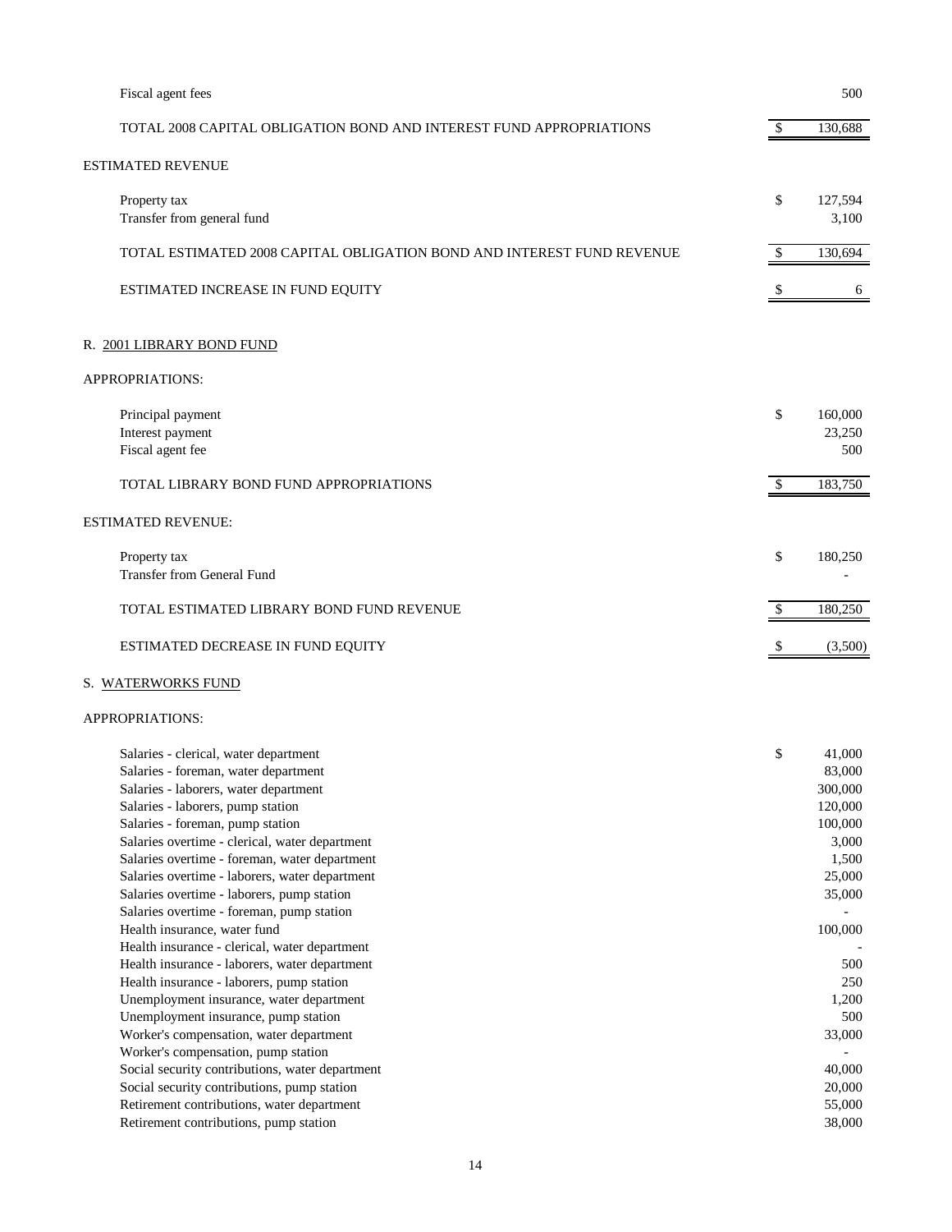| | | |
|---|---|---|
| Fiscal agent fees | | 500 |
| TOTAL 2008 CAPITAL OBLIGATION BOND AND INTEREST FUND APPROPRIATIONS | $ | 130,688 |

ESTIMATED REVENUE

| | | |
|---|---|---|
| Property tax | $ | 127,594 |
| Transfer from general fund | | 3,100 |
| TOTAL ESTIMATED 2008 CAPITAL OBLIGATION BOND AND INTEREST FUND REVENUE | $ | 130,694 |
| ESTIMATED INCREASE IN FUND EQUITY | $ | 6 |

R. 2001 LIBRARY BOND FUND

APPROPRIATIONS:

| | | |
|---|---|---|
| Principal payment | $ | 160,000 |
| Interest payment | | 23,250 |
| Fiscal agent fee | | 500 |
| TOTAL LIBRARY BOND FUND APPROPRIATIONS | $ | 183,750 |

ESTIMATED REVENUE:

| | | |
|---|---|---|
| Property tax | $ | 180,250 |
| Transfer from General Fund | | - |
| TOTAL ESTIMATED LIBRARY BOND FUND REVENUE | $ | 180,250 |
| ESTIMATED DECREASE IN FUND EQUITY | $ | (3,500) |

S. WATERWORKS FUND

APPROPRIATIONS:

| | | |
|---|---|---|
| Salaries - clerical, water department | $ | 41,000 |
| Salaries - foreman, water department | | 83,000 |
| Salaries - laborers, water department | | 300,000 |
| Salaries - laborers, pump station | | 120,000 |
| Salaries - foreman, pump station | | 100,000 |
| Salaries overtime - clerical, water department | | 3,000 |
| Salaries overtime - foreman, water department | | 1,500 |
| Salaries overtime - laborers, water department | | 25,000 |
| Salaries overtime - laborers, pump station | | 35,000 |
| Salaries overtime - foreman, pump station | | - |
| Health insurance, water fund | | 100,000 |
| Health insurance - clerical, water department | | - |
| Health insurance - laborers, water department | | 500 |
| Health insurance - laborers, pump station | | 250 |
| Unemployment insurance, water department | | 1,200 |
| Unemployment insurance, pump station | | 500 |
| Worker's compensation, water department | | 33,000 |
| Worker's compensation, pump station | | - |
| Social security contributions, water department | | 40,000 |
| Social security contributions, pump station | | 20,000 |
| Retirement contributions, water department | | 55,000 |
| Retirement contributions, pump station | | 38,000 |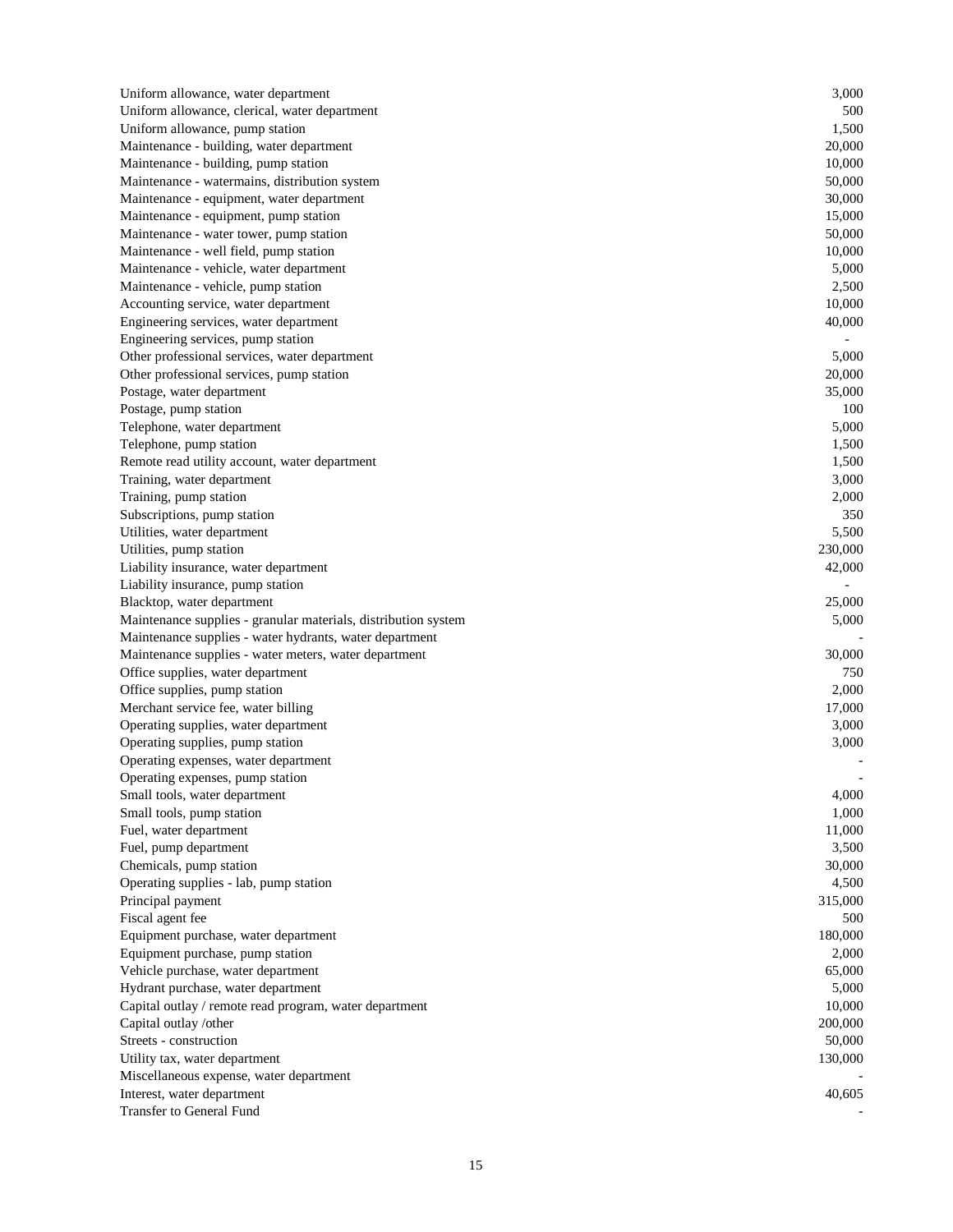| | |
|---|---|
| Uniform allowance, water department | 3,000 |
| Uniform allowance, clerical, water department | 500 |
| Uniform allowance, pump station | 1,500 |
| Maintenance - building, water department | 20,000 |
| Maintenance - building, pump station | 10,000 |
| Maintenance - watermains, distribution system | 50,000 |
| Maintenance - equipment, water department | 30,000 |
| Maintenance - equipment, pump station | 15,000 |
| Maintenance - water tower, pump station | 50,000 |
| Maintenance - well field, pump station | 10,000 |
| Maintenance - vehicle, water department | 5,000 |
| Maintenance - vehicle, pump station | 2,500 |
| Accounting service, water department | 10,000 |
| Engineering services, water department | 40,000 |
| Engineering services, pump station | - |
| Other professional services, water department | 5,000 |
| Other professional services, pump station | 20,000 |
| Postage, water department | 35,000 |
| Postage, pump station | 100 |
| Telephone, water department | 5,000 |
| Telephone, pump station | 1,500 |
| Remote read utility account, water department | 1,500 |
| Training, water department | 3,000 |
| Training, pump station | 2,000 |
| Subscriptions, pump station | 350 |
| Utilities, water department | 5,500 |
| Utilities, pump station | 230,000 |
| Liability insurance, water department | 42,000 |
| Liability insurance, pump station | - |
| Blacktop, water department | 25,000 |
| Maintenance supplies - granular materials, distribution system | 5,000 |
| Maintenance supplies - water hydrants, water department | - |
| Maintenance supplies - water meters, water department | 30,000 |
| Office supplies, water department | 750 |
| Office supplies, pump station | 2,000 |
| Merchant service fee, water billing | 17,000 |
| Operating supplies, water department | 3,000 |
| Operating supplies, pump station | 3,000 |
| Operating expenses, water department | - |
| Operating expenses, pump station | - |
| Small tools, water department | 4,000 |
| Small tools, pump station | 1,000 |
| Fuel, water department | 11,000 |
| Fuel, pump department | 3,500 |
| Chemicals, pump station | 30,000 |
| Operating supplies - lab, pump station | 4,500 |
| Principal payment | 315,000 |
| Fiscal agent fee | 500 |
| Equipment purchase, water department | 180,000 |
| Equipment purchase, pump station | 2,000 |
| Vehicle purchase, water department | 65,000 |
| Hydrant purchase, water department | 5,000 |
| Capital outlay / remote read program, water department | 10,000 |
| Capital outlay /other | 200,000 |
| Streets - construction | 50,000 |
| Utility tax, water department | 130,000 |
| Miscellaneous expense, water department | - |
| Interest, water department | 40,605 |
| Transfer to General Fund | - |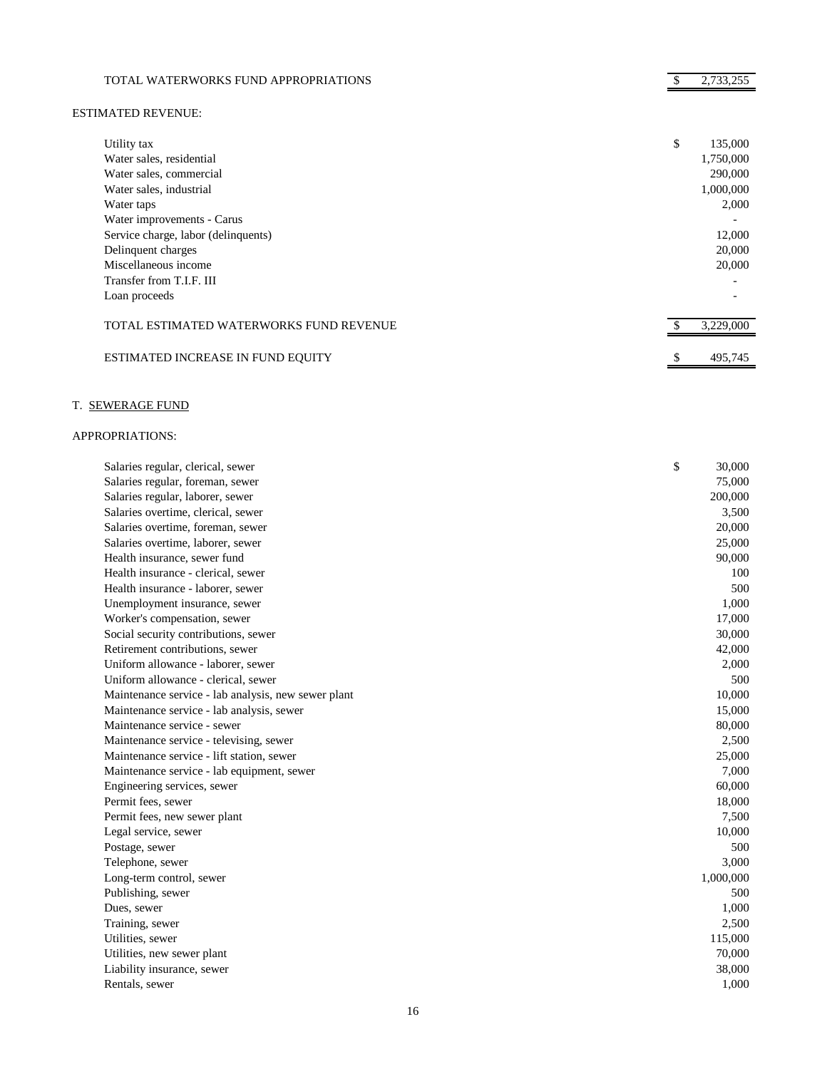| TOTAL WATERWORKS FUND APPROPRIATIONS | $ 2,733,255 |
|---|---|

ESTIMATED REVENUE:

| | |
|---|---|
| Utility tax | $ 135,000 |
| Water sales, residential | 1,750,000 |
| Water sales, commercial | 290,000 |
| Water sales, industrial | 1,000,000 |
| Water taps | 2,000 |
| Water improvements - Carus | - |
| Service charge, labor (delinquents) | 12,000 |
| Delinquent charges | 20,000 |
| Miscellaneous income | 20,000 |
| Transfer from T.I.F. III | - |
| Loan proceeds | - |
| TOTAL ESTIMATED WATERWORKS FUND REVENUE | $ 3,229,000 |
| ESTIMATED INCREASE IN FUND EQUITY | $ 495,745 |

T. SEWERAGE FUND

APPROPRIATIONS:

| | |
|---|---|
| Salaries regular, clerical, sewer | $ 30,000 |
| Salaries regular, foreman, sewer | 75,000 |
| Salaries regular, laborer, sewer | 200,000 |
| Salaries overtime, clerical, sewer | 3,500 |
| Salaries overtime, foreman, sewer | 20,000 |
| Salaries overtime, laborer, sewer | 25,000 |
| Health insurance, sewer fund | 90,000 |
| Health insurance - clerical, sewer | 100 |
| Health insurance - laborer, sewer | 500 |
| Unemployment insurance, sewer | 1,000 |
| Worker's compensation, sewer | 17,000 |
| Social security contributions, sewer | 30,000 |
| Retirement contributions, sewer | 42,000 |
| Uniform allowance - laborer, sewer | 2,000 |
| Uniform allowance - clerical, sewer | 500 |
| Maintenance service - lab analysis, new sewer plant | 10,000 |
| Maintenance service - lab analysis, sewer | 15,000 |
| Maintenance service - sewer | 80,000 |
| Maintenance service - televising, sewer | 2,500 |
| Maintenance service - lift station, sewer | 25,000 |
| Maintenance service - lab equipment, sewer | 7,000 |
| Engineering services, sewer | 60,000 |
| Permit fees, sewer | 18,000 |
| Permit fees, new sewer plant | 7,500 |
| Legal service, sewer | 10,000 |
| Postage, sewer | 500 |
| Telephone, sewer | 3,000 |
| Long-term control, sewer | 1,000,000 |
| Publishing, sewer | 500 |
| Dues, sewer | 1,000 |
| Training, sewer | 2,500 |
| Utilities, sewer | 115,000 |
| Utilities, new sewer plant | 70,000 |
| Liability insurance, sewer | 38,000 |
| Rentals, sewer | 1,000 |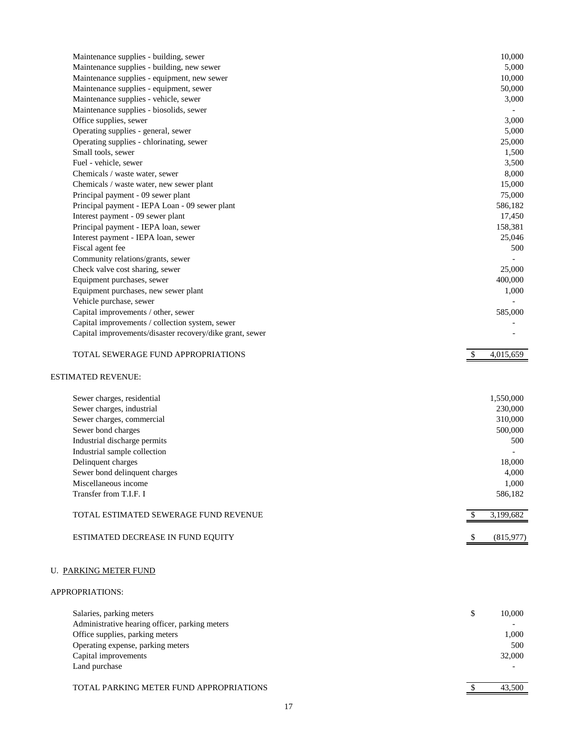| | |
|---|---|
| Maintenance supplies - building, sewer | 10,000 |
| Maintenance supplies - building, new sewer | 5,000 |
| Maintenance supplies - equipment, new sewer | 10,000 |
| Maintenance supplies - equipment, sewer | 50,000 |
| Maintenance supplies - vehicle, sewer | 3,000 |
| Maintenance supplies - biosolids, sewer | - |
| Office supplies, sewer | 3,000 |
| Operating supplies - general, sewer | 5,000 |
| Operating supplies - chlorinating, sewer | 25,000 |
| Small tools, sewer | 1,500 |
| Fuel - vehicle, sewer | 3,500 |
| Chemicals / waste water, sewer | 8,000 |
| Chemicals / waste water, new sewer plant | 15,000 |
| Principal payment - 09 sewer plant | 75,000 |
| Principal payment - IEPA Loan - 09 sewer plant | 586,182 |
| Interest payment - 09 sewer plant | 17,450 |
| Principal payment - IEPA loan, sewer | 158,381 |
| Interest payment - IEPA loan, sewer | 25,046 |
| Fiscal agent fee | 500 |
| Community relations/grants, sewer | - |
| Check valve cost sharing, sewer | 25,000 |
| Equipment purchases, sewer | 400,000 |
| Equipment purchases, new sewer plant | 1,000 |
| Vehicle purchase, sewer | - |
| Capital improvements / other, sewer | 585,000 |
| Capital improvements / collection system, sewer | - |
| Capital improvements/disaster recovery/dike grant, sewer | - |
| TOTAL SEWERAGE FUND APPROPRIATIONS | $ 4,015,659 |

ESTIMATED REVENUE:

| | |
|---|---|
| Sewer charges, residential | 1,550,000 |
| Sewer charges, industrial | 230,000 |
| Sewer charges, commercial | 310,000 |
| Sewer bond charges | 500,000 |
| Industrial discharge permits | 500 |
| Industrial sample collection | - |
| Delinquent charges | 18,000 |
| Sewer bond delinquent charges | 4,000 |
| Miscellaneous income | 1,000 |
| Transfer from T.I.F. I | 586,182 |
| TOTAL ESTIMATED SEWERAGE FUND REVENUE | $ 3,199,682 |
| ESTIMATED DECREASE IN FUND EQUITY | $ (815,977) |

U. <u>PARKING METER FUND</u>

APPROPRIATIONS:

| | |
|---|---|
| Salaries, parking meters | $ 10,000 |
| Administrative hearing officer, parking meters | - |
| Office supplies, parking meters | 1,000 |
| Operating expense, parking meters | 500 |
| Capital improvements | 32,000 |
| Land purchase | - |
| TOTAL PARKING METER FUND APPROPRIATIONS | $ 43,500 |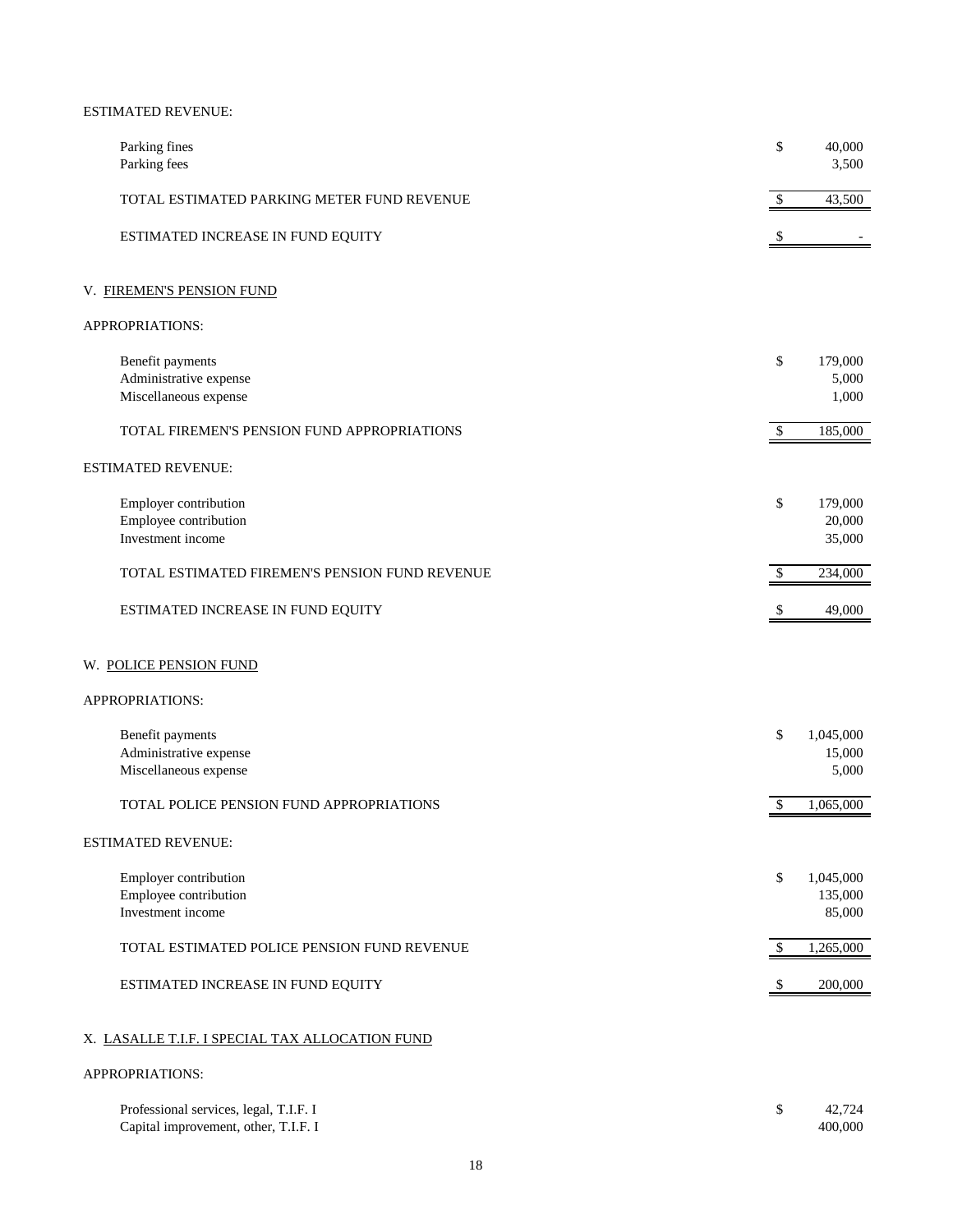ESTIMATED REVENUE:

| | | |
|---|---|---|
| Parking fines | $ | 40,000 |
| Parking fees | | 3,500 |
| TOTAL ESTIMATED PARKING METER FUND REVENUE | $ | 43,500 |
| ESTIMATED INCREASE IN FUND EQUITY | $ | - |

## V. FIREMEN'S PENSION FUND

APPROPRIATIONS:

| | | |
|---|---|---|
| Benefit payments | $ | 179,000 |
| Administrative expense | | 5,000 |
| Miscellaneous expense | | 1,000 |
| TOTAL FIREMEN'S PENSION FUND APPROPRIATIONS | $ | 185,000 |

ESTIMATED REVENUE:

| | | |
|---|---|---|
| Employer contribution | $ | 179,000 |
| Employee contribution | | 20,000 |
| Investment income | | 35,000 |
| TOTAL ESTIMATED FIREMEN'S PENSION FUND REVENUE | $ | 234,000 |
| ESTIMATED INCREASE IN FUND EQUITY | $ | 49,000 |

## W. POLICE PENSION FUND

APPROPRIATIONS:

| | | |
|---|---|---|
| Benefit payments | $ | 1,045,000 |
| Administrative expense | | 15,000 |
| Miscellaneous expense | | 5,000 |
| TOTAL POLICE PENSION FUND APPROPRIATIONS | $ | 1,065,000 |

ESTIMATED REVENUE:

| | | |
|---|---|---|
| Employer contribution | $ | 1,045,000 |
| Employee contribution | | 135,000 |
| Investment income | | 85,000 |
| TOTAL ESTIMATED POLICE PENSION FUND REVENUE | $ | 1,265,000 |
| ESTIMATED INCREASE IN FUND EQUITY | $ | 200,000 |

## X. LASALLE T.I.F. I SPECIAL TAX ALLOCATION FUND

APPROPRIATIONS:

| | | |
|---|---|---|
| Professional services, legal, T.I.F. I | $ | 42,724 |
| Capital improvement, other, T.I.F. I | | 400,000 |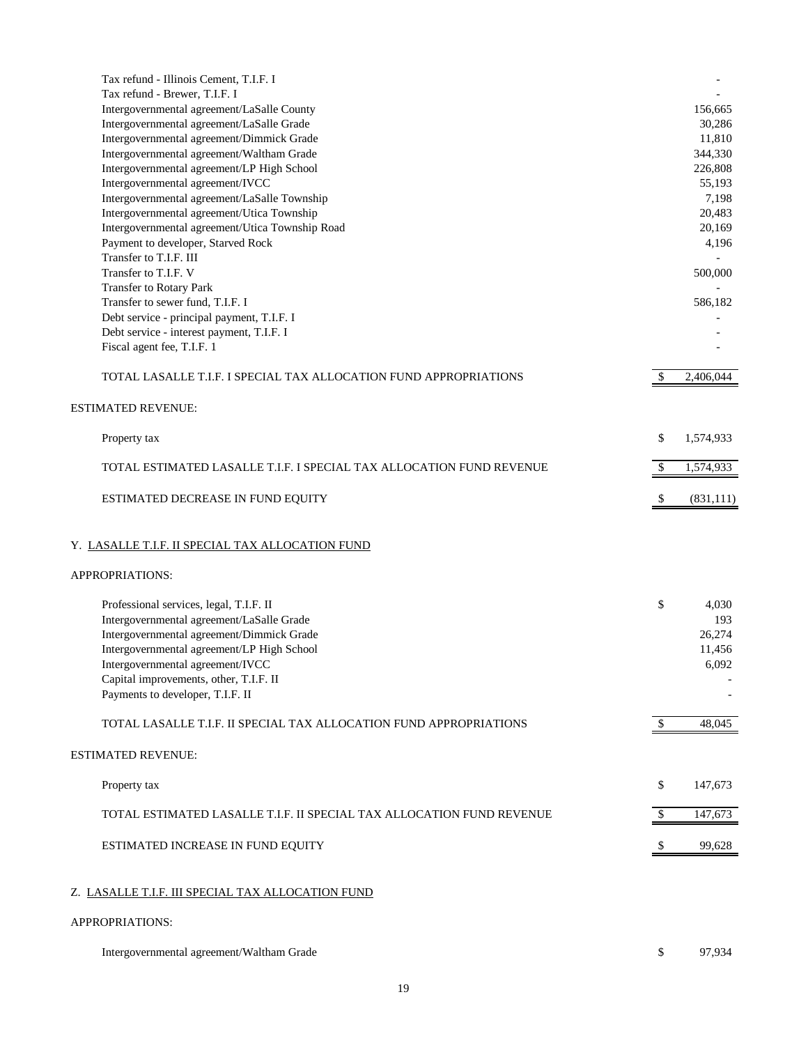| | |
|---|---|
| Tax refund - Illinois Cement, T.I.F. I | - |
| Tax refund - Brewer, T.I.F. I | - |
| Intergovernmental agreement/LaSalle County | 156,665 |
| Intergovernmental agreement/LaSalle Grade | 30,286 |
| Intergovernmental agreement/Dimmick Grade | 11,810 |
| Intergovernmental agreement/Waltham Grade | 344,330 |
| Intergovernmental agreement/LP High School | 226,808 |
| Intergovernmental agreement/IVCC | 55,193 |
| Intergovernmental agreement/LaSalle Township | 7,198 |
| Intergovernmental agreement/Utica Township | 20,483 |
| Intergovernmental agreement/Utica Township Road | 20,169 |
| Payment to developer, Starved Rock | 4,196 |
| Transfer to T.I.F. III | - |
| Transfer to T.I.F. V | 500,000 |
| Transfer to Rotary Park | - |
| Transfer to sewer fund, T.I.F. I | 586,182 |
| Debt service - principal payment, T.I.F. I | - |
| Debt service - interest payment, T.I.F. I | - |
| Fiscal agent fee, T.I.F. 1 | - |
| TOTAL LASALLE T.I.F. I SPECIAL TAX ALLOCATION FUND APPROPRIATIONS | $ 2,406,044 |

ESTIMATED REVENUE:

| | |
|---|---|
| Property tax | $ 1,574,933 |
| TOTAL ESTIMATED LASALLE T.I.F. I SPECIAL TAX ALLOCATION FUND REVENUE | $ 1,574,933 |
| ESTIMATED DECREASE IN FUND EQUITY | $ (831,111) |

Y. LASALLE T.I.F. II SPECIAL TAX ALLOCATION FUND

APPROPRIATIONS:

| | |
|---|---|
| Professional services, legal, T.I.F. II | $ 4,030 |
| Intergovernmental agreement/LaSalle Grade | 193 |
| Intergovernmental agreement/Dimmick Grade | 26,274 |
| Intergovernmental agreement/LP High School | 11,456 |
| Intergovernmental agreement/IVCC | 6,092 |
| Capital improvements, other, T.I.F. II | - |
| Payments to developer, T.I.F. II | - |
| TOTAL LASALLE T.I.F. II SPECIAL TAX ALLOCATION FUND APPROPRIATIONS | $ 48,045 |

ESTIMATED REVENUE:

| | |
|---|---|
| Property tax | $ 147,673 |
| TOTAL ESTIMATED LASALLE T.I.F. II SPECIAL TAX ALLOCATION FUND REVENUE | $ 147,673 |
| ESTIMATED INCREASE IN FUND EQUITY | $ 99,628 |

Z. LASALLE T.I.F. III SPECIAL TAX ALLOCATION FUND

APPROPRIATIONS:

| | |
|---|---|
| Intergovernmental agreement/Waltham Grade | $ 97,934 |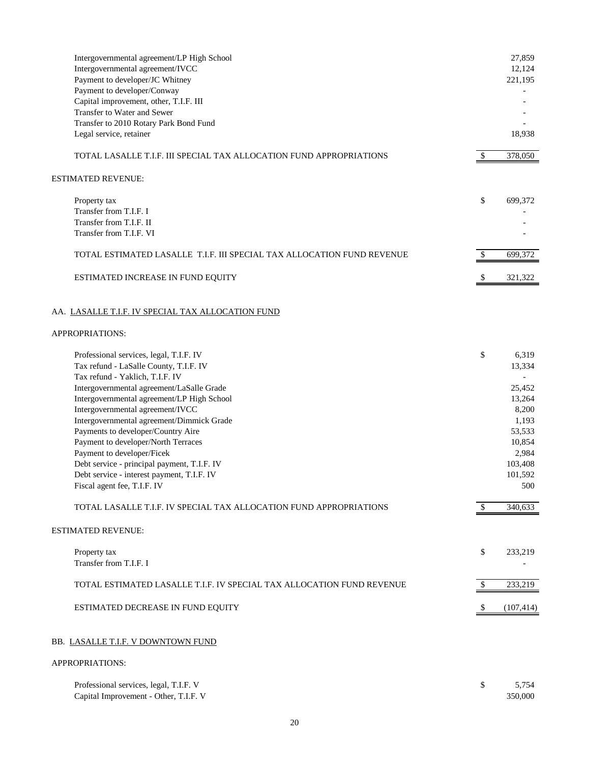| | |
|---|---|
| Intergovernmental agreement/LP High School | 27,859 |
| Intergovernmental agreement/IVCC | 12,124 |
| Payment to developer/JC Whitney | 221,195 |
| Payment to developer/Conway | - |
| Capital improvement, other, T.I.F. III | - |
| Transfer to Water and Sewer | - |
| Transfer to 2010 Rotary Park Bond Fund | - |
| Legal service, retainer | 18,938 |
| TOTAL LASALLE T.I.F. III SPECIAL TAX ALLOCATION FUND APPROPRIATIONS | $ 378,050 |

ESTIMATED REVENUE:

| | |
|---|---|
| Property tax | $ 699,372 |
| Transfer from T.I.F. I | - |
| Transfer from T.I.F. II | - |
| Transfer from T.I.F. VI | - |
| TOTAL ESTIMATED LASALLE T.I.F. III SPECIAL TAX ALLOCATION FUND REVENUE | $ 699,372 |
| ESTIMATED INCREASE IN FUND EQUITY | $ 321,322 |

AA. LASALLE T.I.F. IV SPECIAL TAX ALLOCATION FUND

APPROPRIATIONS:

| | |
|---|---|
| Professional services, legal, T.I.F. IV | $ 6,319 |
| Tax refund - LaSalle County, T.I.F. IV | 13,334 |
| Tax refund - Yaklich, T.I.F. IV | - |
| Intergovernmental agreement/LaSalle Grade | 25,452 |
| Intergovernmental agreement/LP High School | 13,264 |
| Intergovernmental agreement/IVCC | 8,200 |
| Intergovernmental agreement/Dimmick Grade | 1,193 |
| Payments to developer/Country Aire | 53,533 |
| Payment to developer/North Terraces | 10,854 |
| Payment to developer/Ficek | 2,984 |
| Debt service - principal payment, T.I.F. IV | 103,408 |
| Debt service - interest payment, T.I.F. IV | 101,592 |
| Fiscal agent fee, T.I.F. IV | 500 |
| TOTAL LASALLE T.I.F. IV SPECIAL TAX ALLOCATION FUND APPROPRIATIONS | $ 340,633 |

ESTIMATED REVENUE:

| | |
|---|---|
| Property tax | $ 233,219 |
| Transfer from T.I.F. I | - |
| TOTAL ESTIMATED LASALLE T.I.F. IV SPECIAL TAX ALLOCATION FUND REVENUE | $ 233,219 |
| ESTIMATED DECREASE IN FUND EQUITY | $ (107,414) |

BB. LASALLE T.I.F. V DOWNTOWN FUND

APPROPRIATIONS:

| | |
|---|---|
| Professional services, legal, T.I.F. V | $ 5,754 |
| Capital Improvement - Other, T.I.F. V | 350,000 |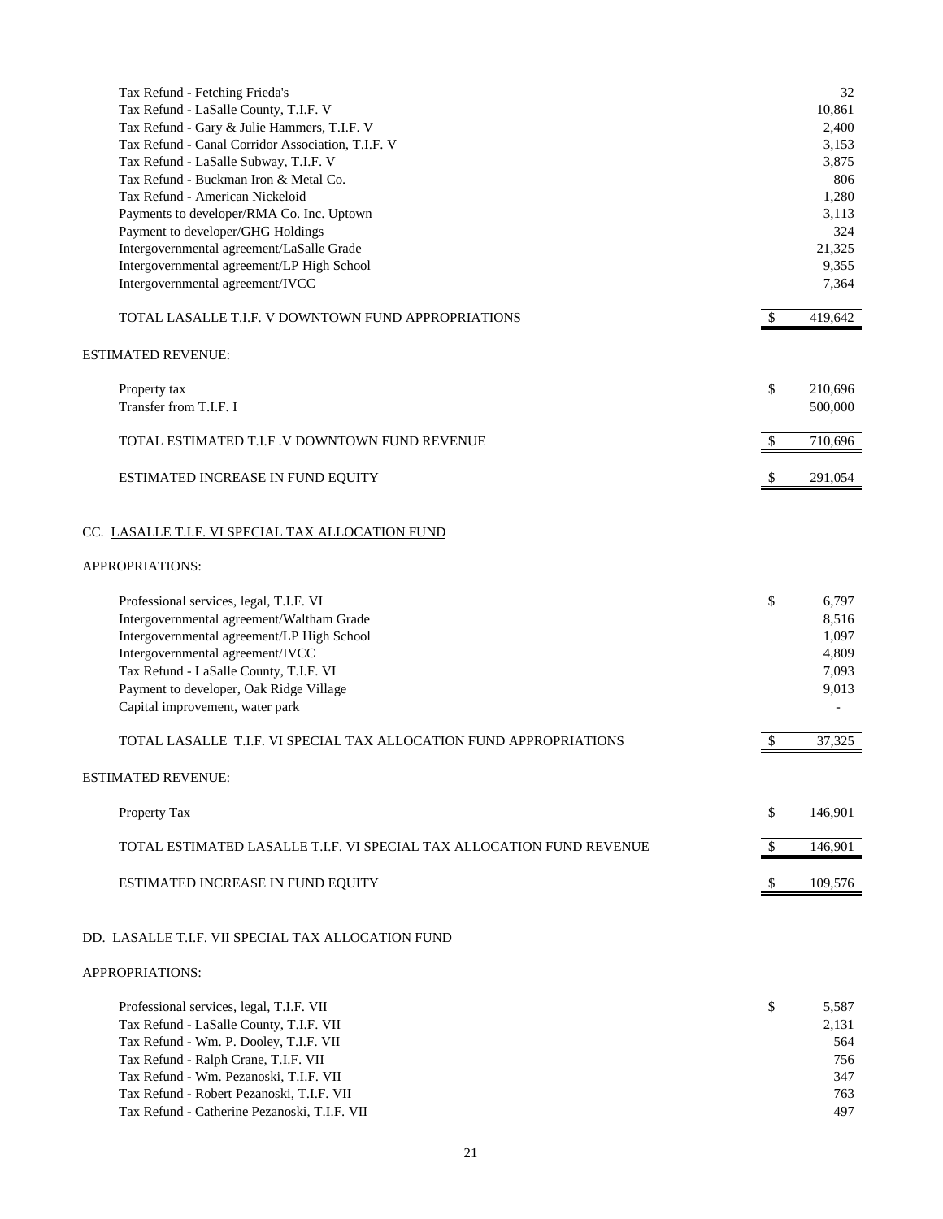| | |
|---|---|
| Tax Refund - Fetching Frieda's | 32 |
| Tax Refund - LaSalle County, T.I.F. V | 10,861 |
| Tax Refund - Gary & Julie Hammers, T.I.F. V | 2,400 |
| Tax Refund - Canal Corridor Association, T.I.F. V | 3,153 |
| Tax Refund - LaSalle Subway, T.I.F. V | 3,875 |
| Tax Refund - Buckman Iron & Metal Co. | 806 |
| Tax Refund - American Nickeloid | 1,280 |
| Payments to developer/RMA Co. Inc. Uptown | 3,113 |
| Payment to developer/GHG Holdings | 324 |
| Intergovernmental agreement/LaSalle Grade | 21,325 |
| Intergovernmental agreement/LP High School | 9,355 |
| Intergovernmental agreement/IVCC | 7,364 |
| TOTAL LASALLE T.I.F. V DOWNTOWN FUND APPROPRIATIONS | $ 419,642 |

ESTIMATED REVENUE:

| | |
|---|---|
| Property tax | $ 210,696 |
| Transfer from T.I.F. I | 500,000 |
| TOTAL ESTIMATED T.I.F .V DOWNTOWN FUND REVENUE | $ 710,696 |
| ESTIMATED INCREASE IN FUND EQUITY | $ 291,054 |

CC. LASALLE T.I.F. VI SPECIAL TAX ALLOCATION FUND

APPROPRIATIONS:

| | |
|---|---|
| Professional services, legal, T.I.F. VI | $ 6,797 |
| Intergovernmental agreement/Waltham Grade | 8,516 |
| Intergovernmental agreement/LP High School | 1,097 |
| Intergovernmental agreement/IVCC | 4,809 |
| Tax Refund - LaSalle County, T.I.F. VI | 7,093 |
| Payment to developer, Oak Ridge Village | 9,013 |
| Capital improvement, water park | - |
| TOTAL LASALLE T.I.F. VI SPECIAL TAX ALLOCATION FUND APPROPRIATIONS | $ 37,325 |

ESTIMATED REVENUE:

| | |
|---|---|
| Property Tax | $ 146,901 |
| TOTAL ESTIMATED LASALLE T.I.F. VI SPECIAL TAX ALLOCATION FUND REVENUE | $ 146,901 |
| ESTIMATED INCREASE IN FUND EQUITY | $ 109,576 |

DD. LASALLE T.I.F. VII SPECIAL TAX ALLOCATION FUND

APPROPRIATIONS:

| | |
|---|---|
| Professional services, legal, T.I.F. VII | $ 5,587 |
| Tax Refund - LaSalle County, T.I.F. VII | 2,131 |
| Tax Refund - Wm. P. Dooley, T.I.F. VII | 564 |
| Tax Refund - Ralph Crane, T.I.F. VII | 756 |
| Tax Refund - Wm. Pezanoski, T.I.F. VII | 347 |
| Tax Refund - Robert Pezanoski, T.I.F. VII | 763 |
| Tax Refund - Catherine Pezanoski, T.I.F. VII | 497 |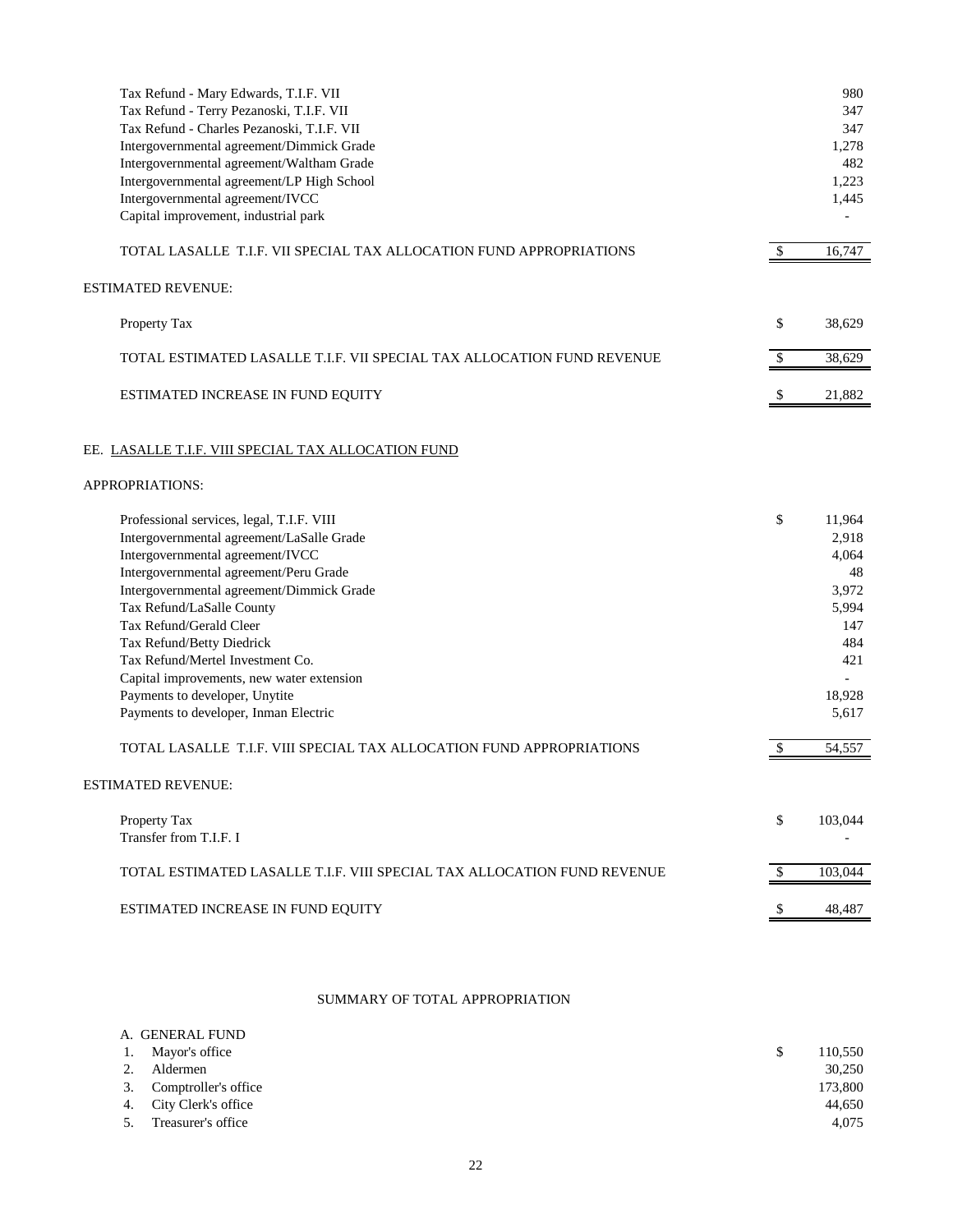| | | |
|---|---|---|
| Tax Refund - Mary Edwards, T.I.F. VII | | 980 |
| Tax Refund - Terry Pezanoski, T.I.F. VII | | 347 |
| Tax Refund - Charles Pezanoski, T.I.F. VII | | 347 |
| Intergovernmental agreement/Dimmick Grade | | 1,278 |
| Intergovernmental agreement/Waltham Grade | | 482 |
| Intergovernmental agreement/LP High School | | 1,223 |
| Intergovernmental agreement/IVCC | | 1,445 |
| Capital improvement, industrial park | | - |
| TOTAL LASALLE T.I.F. VII SPECIAL TAX ALLOCATION FUND APPROPRIATIONS | $ | 16,747 |

ESTIMATED REVENUE:

| | | |
|---|---|---|
| Property Tax | $ | 38,629 |
| TOTAL ESTIMATED LASALLE T.I.F. VII SPECIAL TAX ALLOCATION FUND REVENUE | $ | 38,629 |
| ESTIMATED INCREASE IN FUND EQUITY | $ | 21,882 |

EE. LASALLE T.I.F. VIII SPECIAL TAX ALLOCATION FUND

APPROPRIATIONS:

| | | |
|---|---|---|
| Professional services, legal, T.I.F. VIII | $ | 11,964 |
| Intergovernmental agreement/LaSalle Grade | | 2,918 |
| Intergovernmental agreement/IVCC | | 4,064 |
| Intergovernmental agreement/Peru Grade | | 48 |
| Intergovernmental agreement/Dimmick Grade | | 3,972 |
| Tax Refund/LaSalle County | | 5,994 |
| Tax Refund/Gerald Cleer | | 147 |
| Tax Refund/Betty Diedrick | | 484 |
| Tax Refund/Mertel Investment Co. | | 421 |
| Capital improvements, new water extension | | - |
| Payments to developer, Unytite | | 18,928 |
| Payments to developer, Inman Electric | | 5,617 |
| TOTAL LASALLE T.I.F. VIII SPECIAL TAX ALLOCATION FUND APPROPRIATIONS | $ | 54,557 |

ESTIMATED REVENUE:

| | | |
|---|---|---|
| Property Tax | $ | 103,044 |
| Transfer from T.I.F. I | | - |
| TOTAL ESTIMATED LASALLE T.I.F. VIII SPECIAL TAX ALLOCATION FUND REVENUE | $ | 103,044 |
| ESTIMATED INCREASE IN FUND EQUITY | $ | 48,487 |

SUMMARY OF TOTAL APPROPRIATION

A. GENERAL FUND

| | | |
|---|---|---|
| 1. Mayor's office | $ | 110,550 |
| 2. Aldermen | | 30,250 |
| 3. Comptroller's office | | 173,800 |
| 4. City Clerk's office | | 44,650 |
| 5. Treasurer's office | | 4,075 |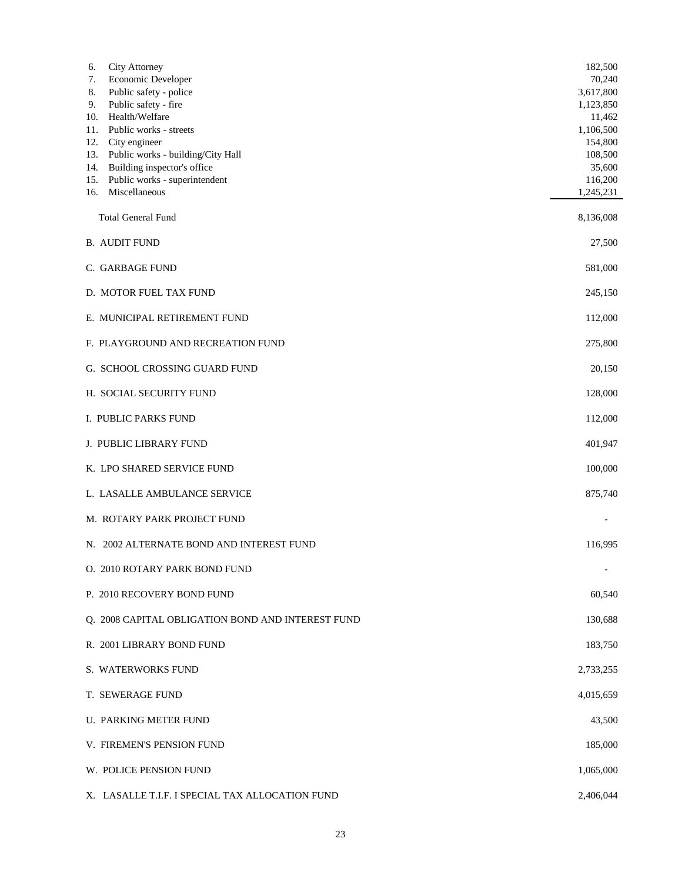| | |
|---|---|
| 6. City Attorney | 182,500 |
| 7. Economic Developer | 70,240 |
| 8. Public safety - police | 3,617,800 |
| 9. Public safety - fire | 1,123,850 |
| 10. Health/Welfare | 11,462 |
| 11. Public works - streets | 1,106,500 |
| 12. City engineer | 154,800 |
| 13. Public works - building/City Hall | 108,500 |
| 14. Building inspector's office | 35,600 |
| 15. Public works - superintendent | 116,200 |
| 16. Miscellaneous | 1,245,231 |
| Total General Fund | 8,136,008 |
| B. AUDIT FUND | 27,500 |
| C. GARBAGE FUND | 581,000 |
| D. MOTOR FUEL TAX FUND | 245,150 |
| E. MUNICIPAL RETIREMENT FUND | 112,000 |
| F. PLAYGROUND AND RECREATION FUND | 275,800 |
| G. SCHOOL CROSSING GUARD FUND | 20,150 |
| H. SOCIAL SECURITY FUND | 128,000 |
| I. PUBLIC PARKS FUND | 112,000 |
| J. PUBLIC LIBRARY FUND | 401,947 |
| K. LPO SHARED SERVICE FUND | 100,000 |
| L. LASALLE AMBULANCE SERVICE | 875,740 |
| M. ROTARY PARK PROJECT FUND | - |
| N. 2002 ALTERNATE BOND AND INTEREST FUND | 116,995 |
| O. 2010 ROTARY PARK BOND FUND | - |
| P. 2010 RECOVERY BOND FUND | 60,540 |
| Q. 2008 CAPITAL OBLIGATION BOND AND INTEREST FUND | 130,688 |
| R. 2001 LIBRARY BOND FUND | 183,750 |
| S. WATERWORKS FUND | 2,733,255 |
| T. SEWERAGE FUND | 4,015,659 |
| U. PARKING METER FUND | 43,500 |
| V. FIREMEN'S PENSION FUND | 185,000 |
| W. POLICE PENSION FUND | 1,065,000 |
| X. LASALLE T.I.F. I SPECIAL TAX ALLOCATION FUND | 2,406,044 |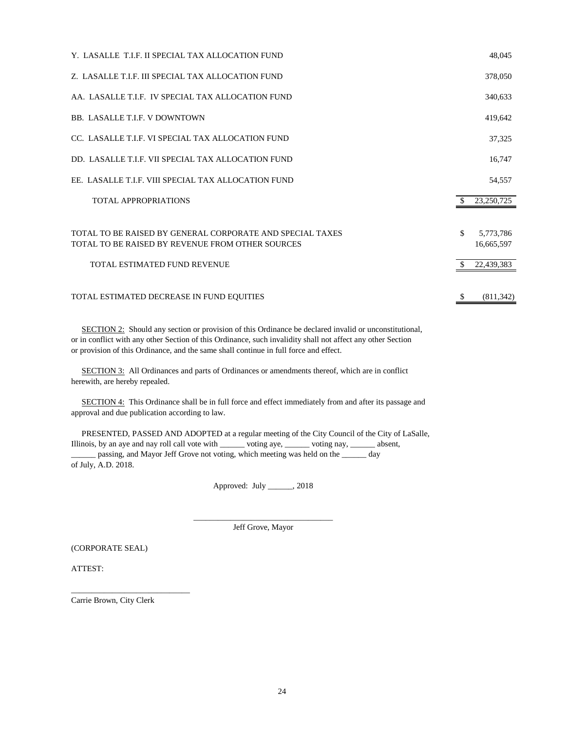| | |
|---|---|
| Y. LASALLE T.I.F. II SPECIAL TAX ALLOCATION FUND | 48,045 |
| Z. LASALLE T.I.F. III SPECIAL TAX ALLOCATION FUND | 378,050 |
| AA. LASALLE T.I.F. IV SPECIAL TAX ALLOCATION FUND | 340,633 |
| BB. LASALLE T.I.F. V DOWNTOWN | 419,642 |
| CC. LASALLE T.I.F. VI SPECIAL TAX ALLOCATION FUND | 37,325 |
| DD. LASALLE T.I.F. VII SPECIAL TAX ALLOCATION FUND | 16,747 |
| EE. LASALLE T.I.F. VIII SPECIAL TAX ALLOCATION FUND | 54,557 |
| TOTAL APPROPRIATIONS | $ 23,250,725 |
| | |
| TOTAL TO BE RAISED BY GENERAL CORPORATE AND SPECIAL TAXES | $ 5,773,786 |
| TOTAL TO BE RAISED BY REVENUE FROM OTHER SOURCES | 16,665,597 |
| TOTAL ESTIMATED FUND REVENUE | $ 22,439,383 |
| | |
| TOTAL ESTIMATED DECREASE IN FUND EQUITIES | $ (811,342) |

SECTION 2: Should any section or provision of this Ordinance be declared invalid or unconstitutional, or in conflict with any other Section of this Ordinance, such invalidity shall not affect any other Section or provision of this Ordinance, and the same shall continue in full force and effect.

SECTION 3: All Ordinances and parts of Ordinances or amendments thereof, which are in conflict herewith, are hereby repealed.

SECTION 4: This Ordinance shall be in full force and effect immediately from and after its passage and approval and due publication according to law.

PRESENTED, PASSED AND ADOPTED at a regular meeting of the City Council of the City of LaSalle, Illinois, by an aye and nay roll call vote with ______ voting aye, ______ voting nay, ______ absent, ______ passing, and Mayor Jeff Grove not voting, which meeting was held on the ______ day of July, A.D. 2018.

Approved: July ______, 2018

_________________________________
Jeff Grove, Mayor

(CORPORATE SEAL)

ATTEST:

_____________________________
Carrie Brown, City Clerk